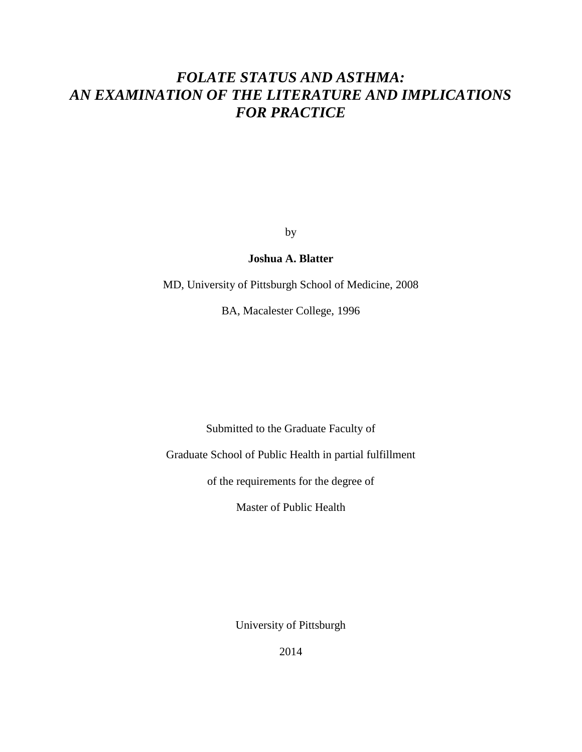# *FOLATE STATUS AND ASTHMA: AN EXAMINATION OF THE LITERATURE AND IMPLICATIONS FOR PRACTICE*

by

**Joshua A. Blatter**

MD, University of Pittsburgh School of Medicine, 2008

BA, Macalester College, 1996

Submitted to the Graduate Faculty of

Graduate School of Public Health in partial fulfillment

of the requirements for the degree of

Master of Public Health

University of Pittsburgh

2014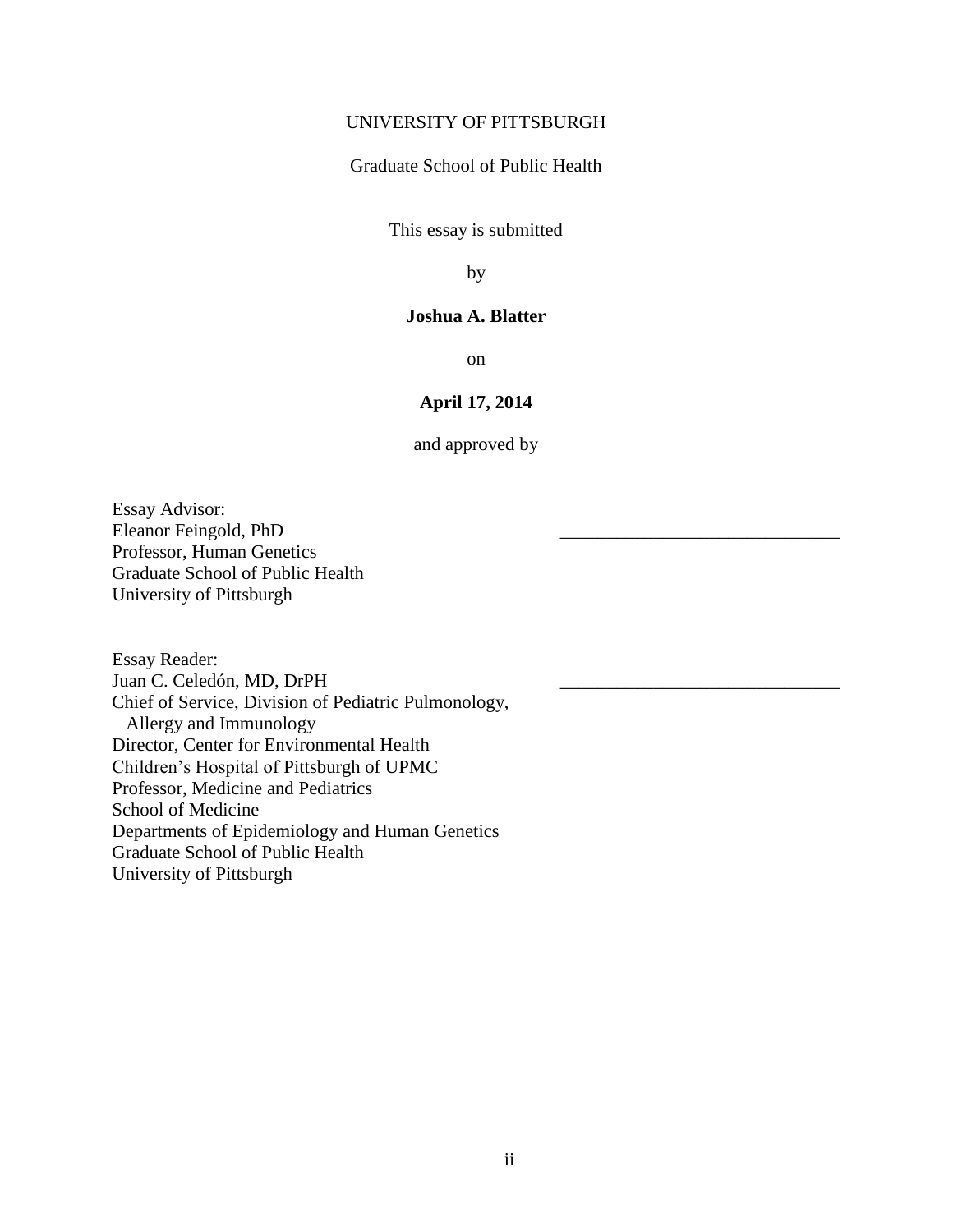UNIVERSITY OF PITTSBURGH

Graduate School of Public Health

This essay is submitted

by

**Joshua A. Blatter**

on

**April 17, 2014**

and approved by

Essay Advisor:
Eleanor Feingold, PhD \_\_\_\_\_\_\_\_\_\_\_\_\_\_\_\_\_\_\_\_\_\_\_\_\_\_\_\_\_\_
Professor, Human Genetics
Graduate School of Public Health
University of Pittsburgh

Essay Reader:
Juan C. Celedón, MD, DrPH \_\_\_\_\_\_\_\_\_\_\_\_\_\_\_\_\_\_\_\_\_\_\_\_\_\_\_\_\_\_
Chief of Service, Division of Pediatric Pulmonology,
Allergy and Immunology
Director, Center for Environmental Health
Children's Hospital of Pittsburgh of UPMC
Professor, Medicine and Pediatrics
School of Medicine
Departments of Epidemiology and Human Genetics
Graduate School of Public Health
University of Pittsburgh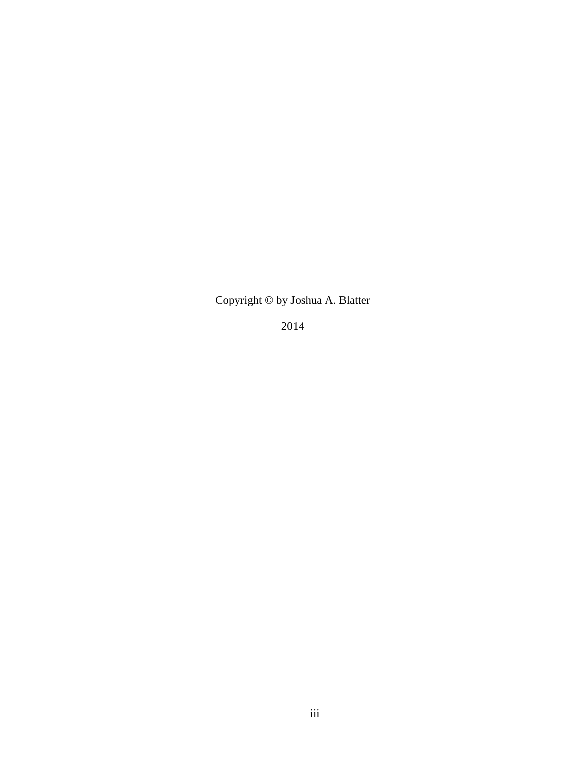Copyright © by Joshua A. Blatter

2014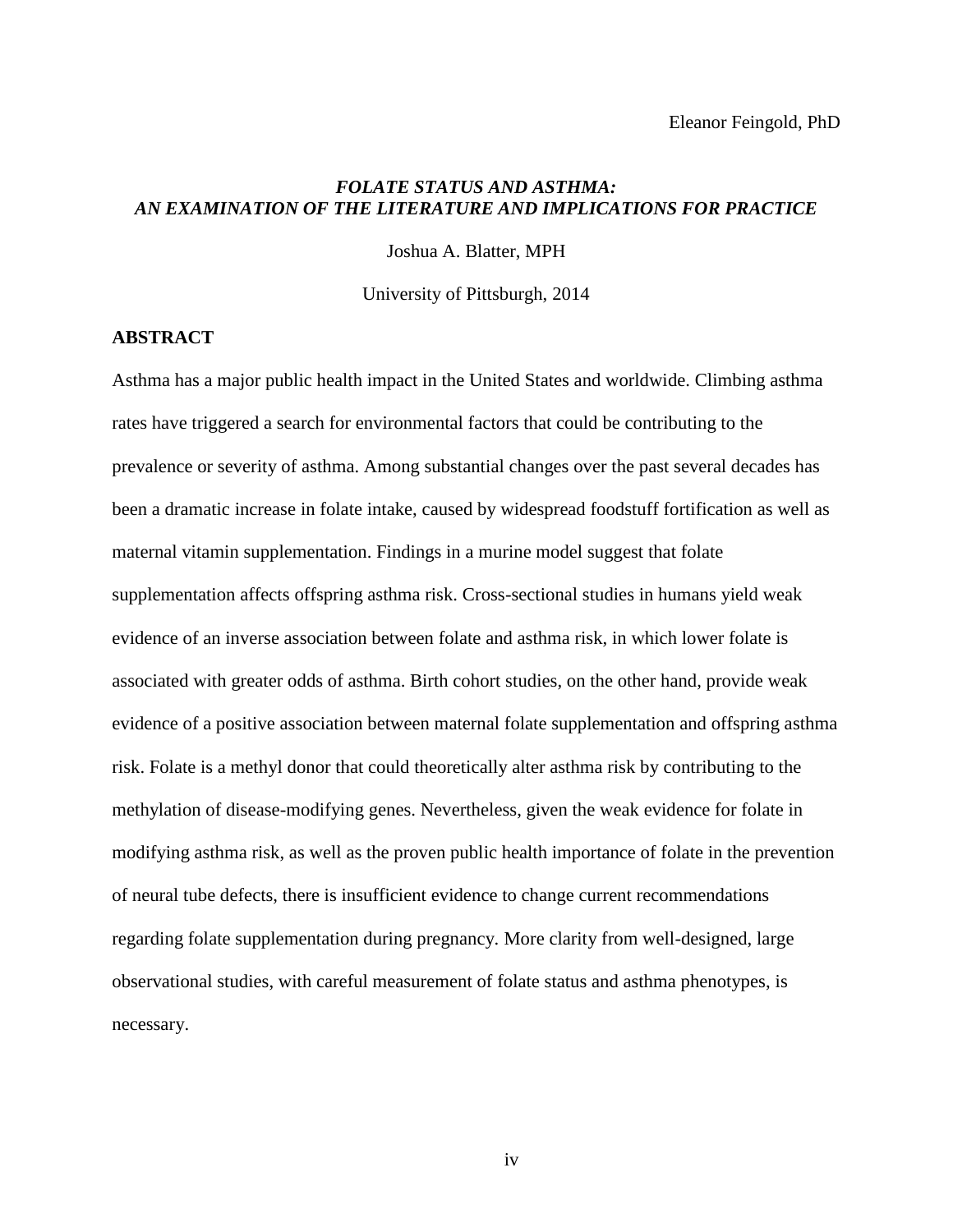Eleanor Feingold, PhD

***FOLATE STATUS AND ASTHMA:***
***AN EXAMINATION OF THE LITERATURE AND IMPLICATIONS FOR PRACTICE***

Joshua A. Blatter, MPH

University of Pittsburgh, 2014

**ABSTRACT**

Asthma has a major public health impact in the United States and worldwide. Climbing asthma rates have triggered a search for environmental factors that could be contributing to the prevalence or severity of asthma. Among substantial changes over the past several decades has been a dramatic increase in folate intake, caused by widespread foodstuff fortification as well as maternal vitamin supplementation. Findings in a murine model suggest that folate supplementation affects offspring asthma risk. Cross-sectional studies in humans yield weak evidence of an inverse association between folate and asthma risk, in which lower folate is associated with greater odds of asthma. Birth cohort studies, on the other hand, provide weak evidence of a positive association between maternal folate supplementation and offspring asthma risk. Folate is a methyl donor that could theoretically alter asthma risk by contributing to the methylation of disease-modifying genes. Nevertheless, given the weak evidence for folate in modifying asthma risk, as well as the proven public health importance of folate in the prevention of neural tube defects, there is insufficient evidence to change current recommendations regarding folate supplementation during pregnancy. More clarity from well-designed, large observational studies, with careful measurement of folate status and asthma phenotypes, is necessary.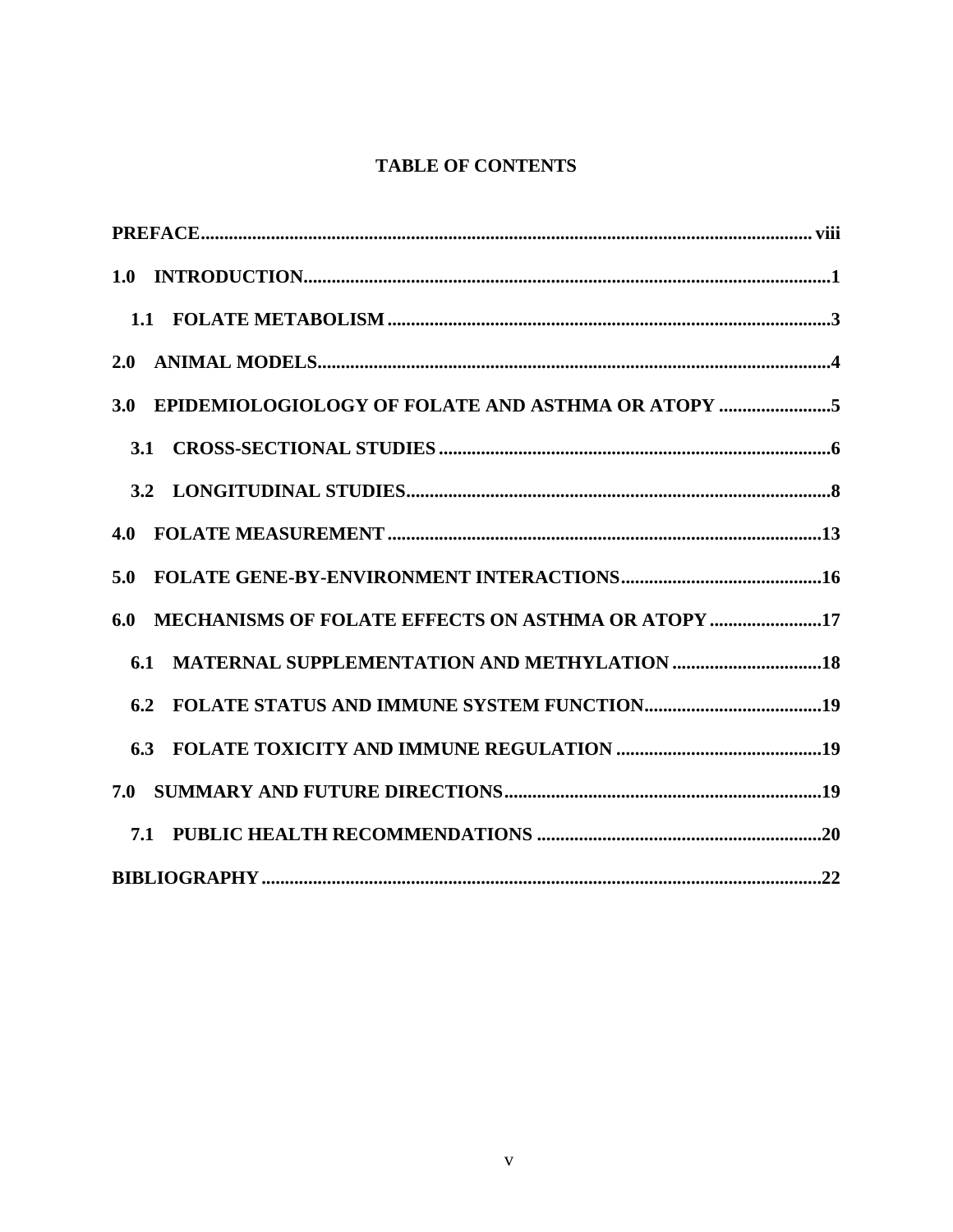## TABLE OF CONTENTS

**PREFACE** .......... viii

**1.0 INTRODUCTION** .......... 1

**1.1 FOLATE METABOLISM** .......... 3

**2.0 ANIMAL MODELS** .......... 4

**3.0 EPIDEMIOLOGIOLOGY OF FOLATE AND ASTHMA OR ATOPY** .......... 5

**3.1 CROSS-SECTIONAL STUDIES** .......... 6

**3.2 LONGITUDINAL STUDIES** .......... 8

**4.0 FOLATE MEASUREMENT** .......... 13

**5.0 FOLATE GENE-BY-ENVIRONMENT INTERACTIONS** .......... 16

**6.0 MECHANISMS OF FOLATE EFFECTS ON ASTHMA OR ATOPY** .......... 17

**6.1 MATERNAL SUPPLEMENTATION AND METHYLATION** .......... 18

**6.2 FOLATE STATUS AND IMMUNE SYSTEM FUNCTION** .......... 19

**6.3 FOLATE TOXICITY AND IMMUNE REGULATION** .......... 19

**7.0 SUMMARY AND FUTURE DIRECTIONS** .......... 19

**7.1 PUBLIC HEALTH RECOMMENDATIONS** .......... 20

**BIBLIOGRAPHY** .......... 22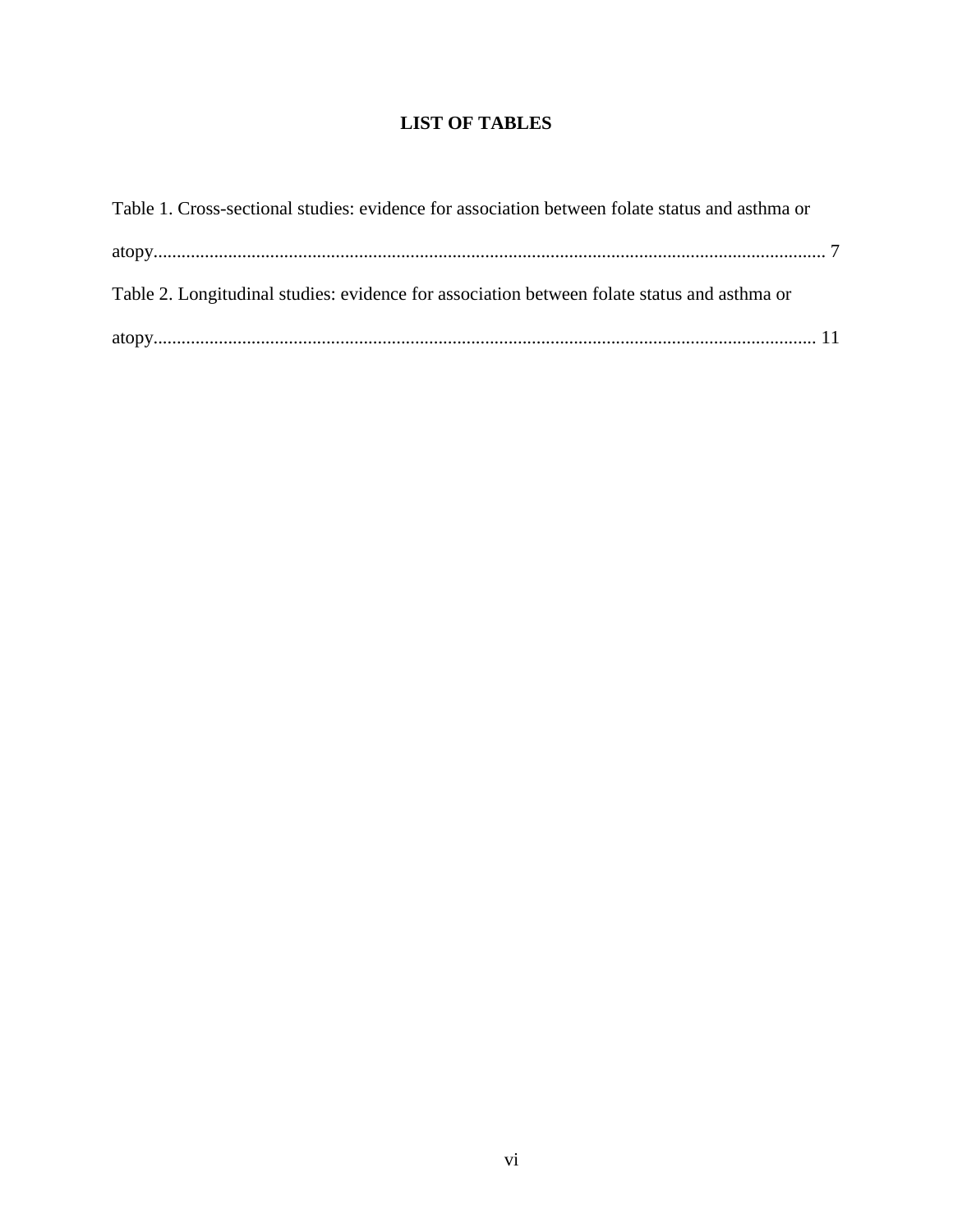# LIST OF TABLES

Table 1. Cross-sectional studies: evidence for association between folate status and asthma or atopy............................................................................................................................... 7

Table 2. Longitudinal studies: evidence for association between folate status and asthma or atopy............................................................................................................................. 11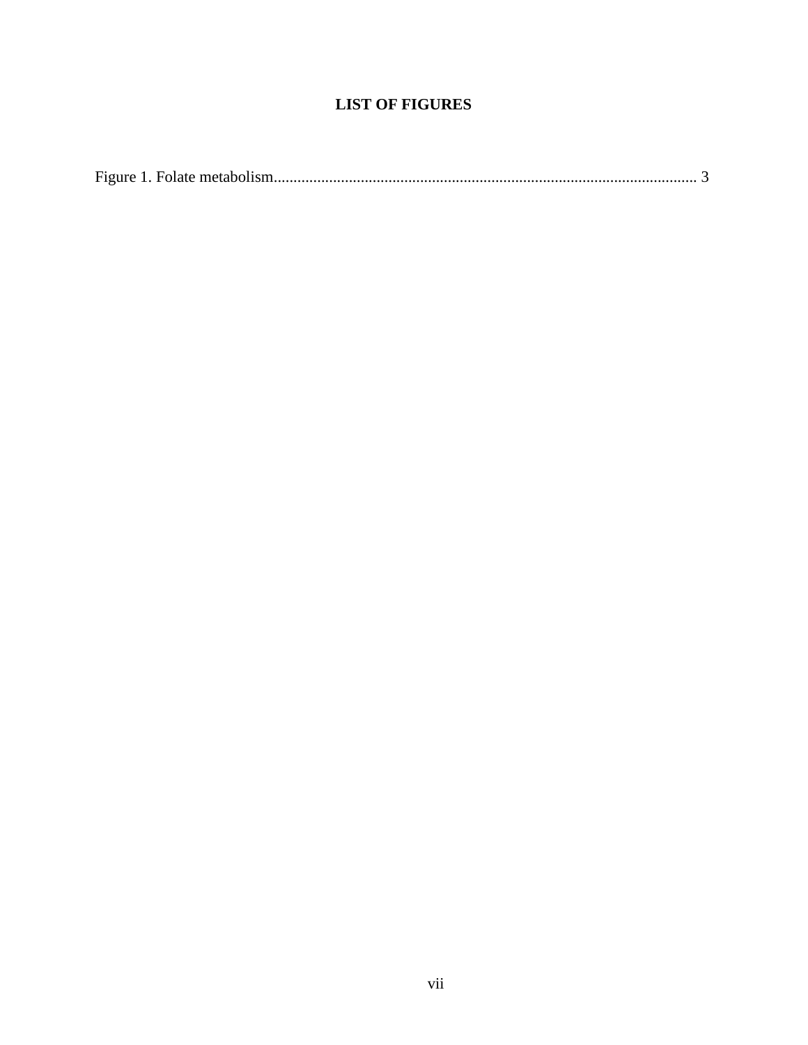# LIST OF FIGURES

Figure 1. Folate metabolism........................................................................................................... 3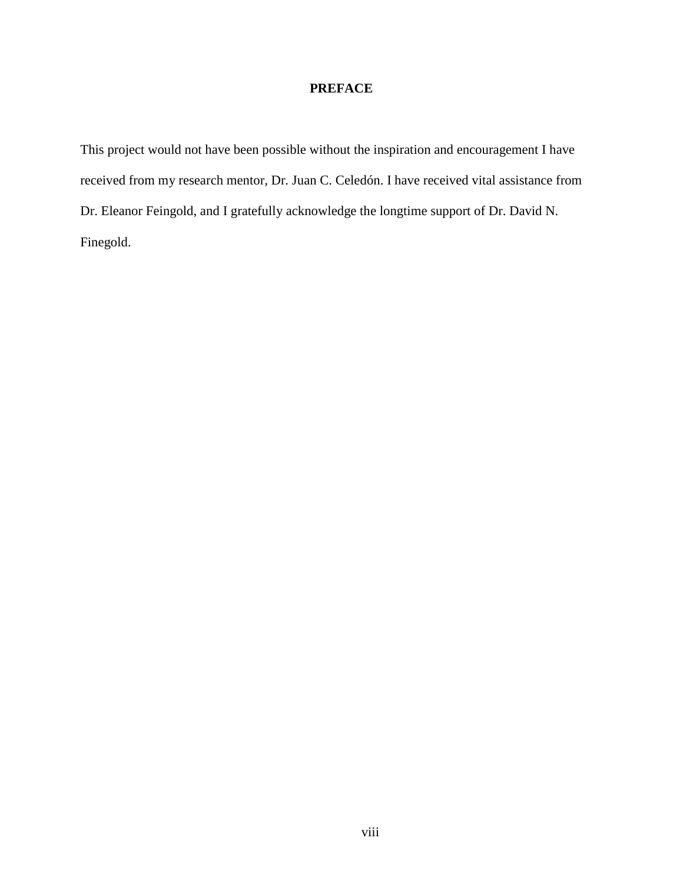# PREFACE

This project would not have been possible without the inspiration and encouragement I have received from my research mentor, Dr. Juan C. Celedón. I have received vital assistance from Dr. Eleanor Feingold, and I gratefully acknowledge the longtime support of Dr. David N. Finegold.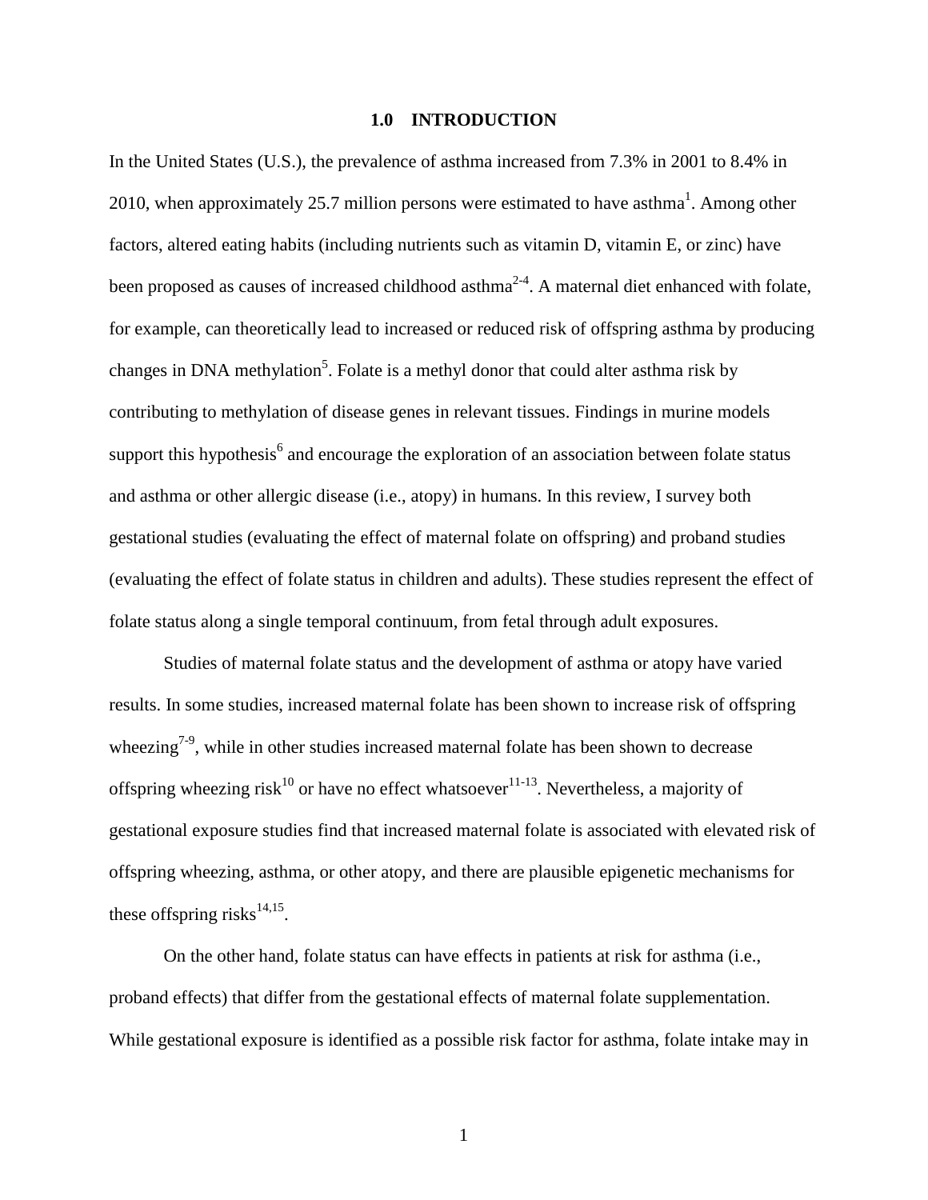# 1.0 INTRODUCTION

In the United States (U.S.), the prevalence of asthma increased from 7.3% in 2001 to 8.4% in 2010, when approximately 25.7 million persons were estimated to have asthma[1]. Among other factors, altered eating habits (including nutrients such as vitamin D, vitamin E, or zinc) have been proposed as causes of increased childhood asthma[2-4]. A maternal diet enhanced with folate, for example, can theoretically lead to increased or reduced risk of offspring asthma by producing changes in DNA methylation[5]. Folate is a methyl donor that could alter asthma risk by contributing to methylation of disease genes in relevant tissues. Findings in murine models support this hypothesis[6] and encourage the exploration of an association between folate status and asthma or other allergic disease (i.e., atopy) in humans. In this review, I survey both gestational studies (evaluating the effect of maternal folate on offspring) and proband studies (evaluating the effect of folate status in children and adults). These studies represent the effect of folate status along a single temporal continuum, from fetal through adult exposures.

Studies of maternal folate status and the development of asthma or atopy have varied results. In some studies, increased maternal folate has been shown to increase risk of offspring wheezing[7-9], while in other studies increased maternal folate has been shown to decrease offspring wheezing risk[10] or have no effect whatsoever[11-13]. Nevertheless, a majority of gestational exposure studies find that increased maternal folate is associated with elevated risk of offspring wheezing, asthma, or other atopy, and there are plausible epigenetic mechanisms for these offspring risks[14,15].

On the other hand, folate status can have effects in patients at risk for asthma (i.e., proband effects) that differ from the gestational effects of maternal folate supplementation. While gestational exposure is identified as a possible risk factor for asthma, folate intake may in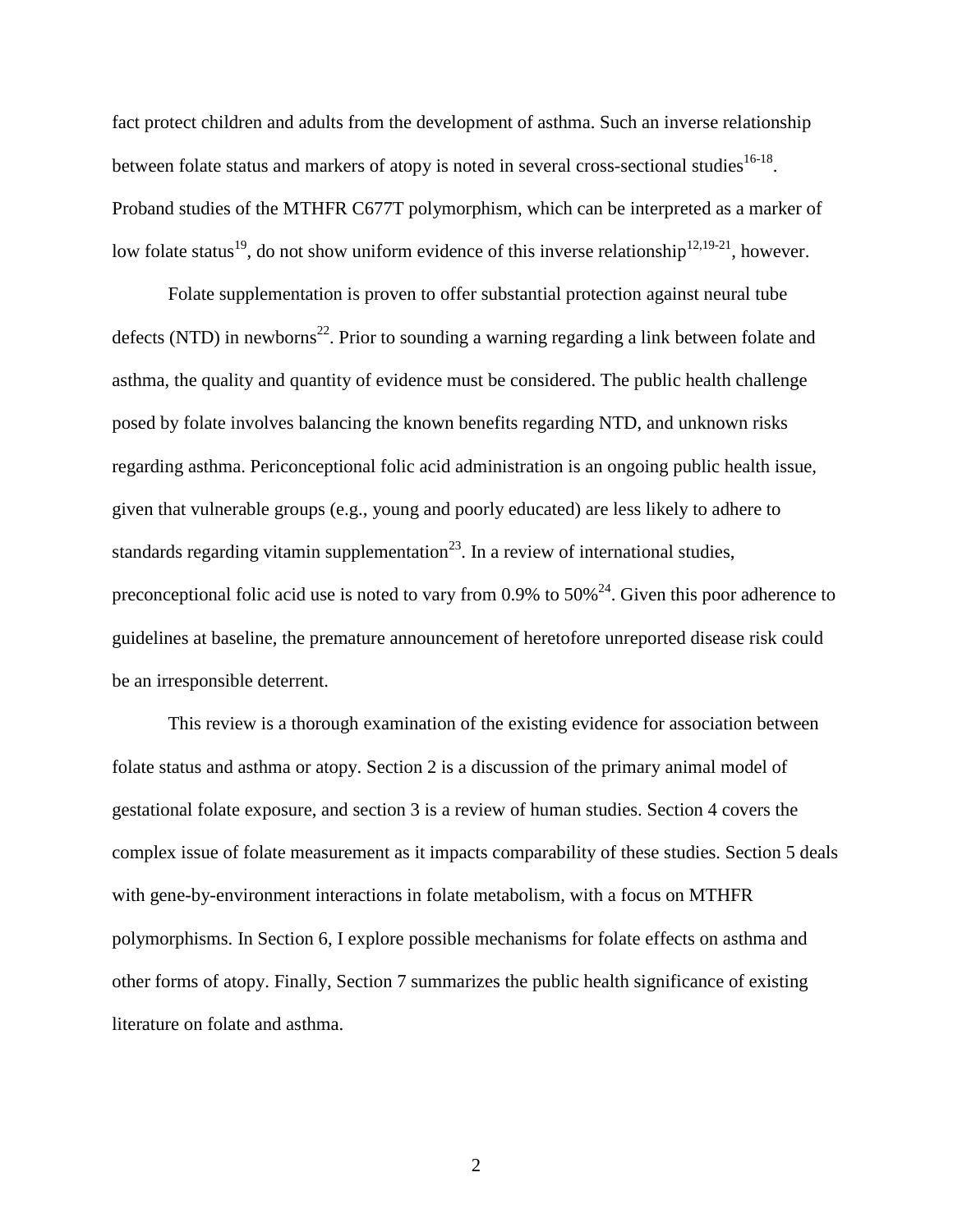fact protect children and adults from the development of asthma. Such an inverse relationship between folate status and markers of atopy is noted in several cross-sectional studies[16-18]. Proband studies of the MTHFR C677T polymorphism, which can be interpreted as a marker of low folate status[19], do not show uniform evidence of this inverse relationship[12,19-21], however.

Folate supplementation is proven to offer substantial protection against neural tube defects (NTD) in newborns[22]. Prior to sounding a warning regarding a link between folate and asthma, the quality and quantity of evidence must be considered. The public health challenge posed by folate involves balancing the known benefits regarding NTD, and unknown risks regarding asthma. Periconceptional folic acid administration is an ongoing public health issue, given that vulnerable groups (e.g., young and poorly educated) are less likely to adhere to standards regarding vitamin supplementation[23]. In a review of international studies, preconceptional folic acid use is noted to vary from 0.9% to 50%[24]. Given this poor adherence to guidelines at baseline, the premature announcement of heretofore unreported disease risk could be an irresponsible deterrent.

This review is a thorough examination of the existing evidence for association between folate status and asthma or atopy. Section 2 is a discussion of the primary animal model of gestational folate exposure, and section 3 is a review of human studies. Section 4 covers the complex issue of folate measurement as it impacts comparability of these studies. Section 5 deals with gene-by-environment interactions in folate metabolism, with a focus on MTHFR polymorphisms. In Section 6, I explore possible mechanisms for folate effects on asthma and other forms of atopy. Finally, Section 7 summarizes the public health significance of existing literature on folate and asthma.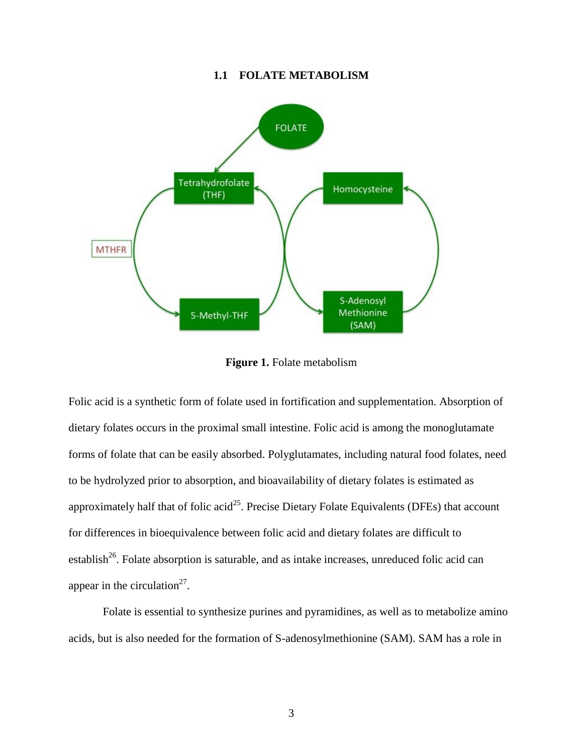### 1.1 FOLATE METABOLISM

**Figure 1.** Folate metabolism

Folic acid is a synthetic form of folate used in fortification and supplementation. Absorption of dietary folates occurs in the proximal small intestine. Folic acid is among the monoglutamate forms of folate that can be easily absorbed. Polyglutamates, including natural food folates, need to be hydrolyzed prior to absorption, and bioavailability of dietary folates is estimated as approximately half that of folic acid[25]. Precise Dietary Folate Equivalents (DFEs) that account for differences in bioequivalence between folic acid and dietary folates are difficult to establish[26]. Folate absorption is saturable, and as intake increases, unreduced folic acid can appear in the circulation[27].

Folate is essential to synthesize purines and pyramidines, as well as to metabolize amino acids, but is also needed for the formation of S-adenosylmethionine (SAM). SAM has a role in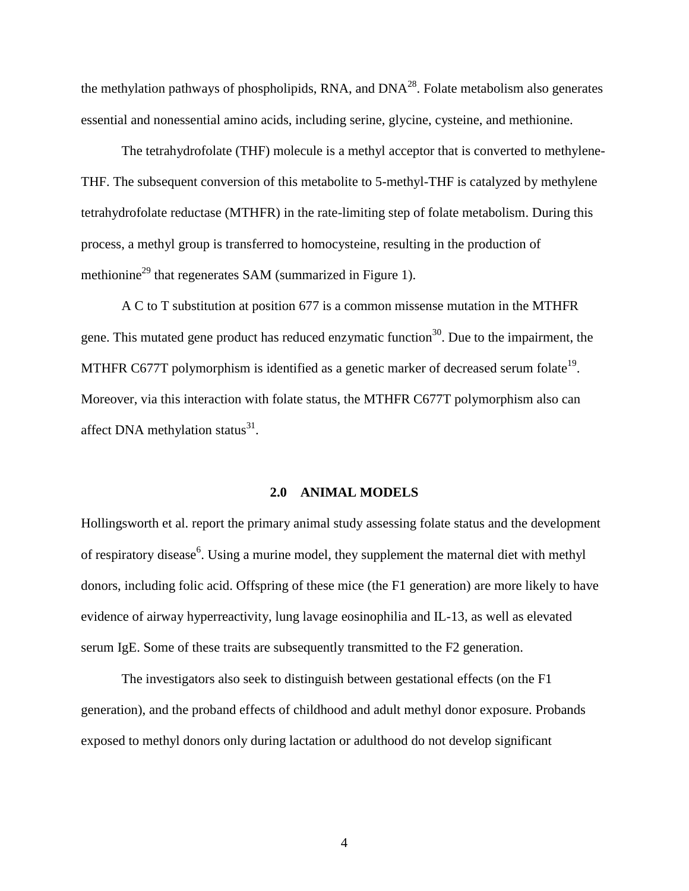the methylation pathways of phospholipids, RNA, and DNA[28]. Folate metabolism also generates essential and nonessential amino acids, including serine, glycine, cysteine, and methionine.

The tetrahydrofolate (THF) molecule is a methyl acceptor that is converted to methylene-THF. The subsequent conversion of this metabolite to 5-methyl-THF is catalyzed by methylene tetrahydrofolate reductase (MTHFR) in the rate-limiting step of folate metabolism. During this process, a methyl group is transferred to homocysteine, resulting in the production of methionine[29] that regenerates SAM (summarized in Figure 1).

A C to T substitution at position 677 is a common missense mutation in the MTHFR gene. This mutated gene product has reduced enzymatic function[30]. Due to the impairment, the MTHFR C677T polymorphism is identified as a genetic marker of decreased serum folate[19]. Moreover, via this interaction with folate status, the MTHFR C677T polymorphism also can affect DNA methylation status[31].

## 2.0 ANIMAL MODELS

Hollingsworth et al. report the primary animal study assessing folate status and the development of respiratory disease[6]. Using a murine model, they supplement the maternal diet with methyl donors, including folic acid. Offspring of these mice (the F1 generation) are more likely to have evidence of airway hyperreactivity, lung lavage eosinophilia and IL-13, as well as elevated serum IgE. Some of these traits are subsequently transmitted to the F2 generation.

The investigators also seek to distinguish between gestational effects (on the F1 generation), and the proband effects of childhood and adult methyl donor exposure. Probands exposed to methyl donors only during lactation or adulthood do not develop significant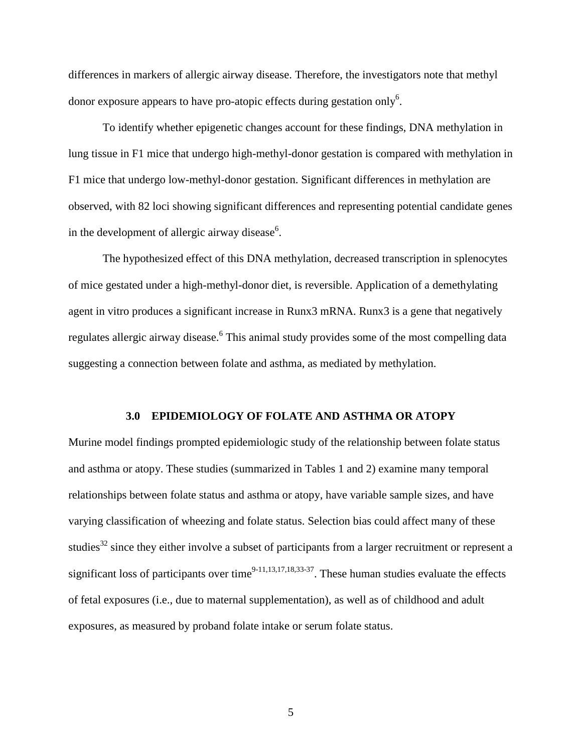differences in markers of allergic airway disease. Therefore, the investigators note that methyl donor exposure appears to have pro-atopic effects during gestation only[6].

To identify whether epigenetic changes account for these findings, DNA methylation in lung tissue in F1 mice that undergo high-methyl-donor gestation is compared with methylation in F1 mice that undergo low-methyl-donor gestation. Significant differences in methylation are observed, with 82 loci showing significant differences and representing potential candidate genes in the development of allergic airway disease[6].

The hypothesized effect of this DNA methylation, decreased transcription in splenocytes of mice gestated under a high-methyl-donor diet, is reversible. Application of a demethylating agent in vitro produces a significant increase in Runx3 mRNA. Runx3 is a gene that negatively regulates allergic airway disease.[6] This animal study provides some of the most compelling data suggesting a connection between folate and asthma, as mediated by methylation.

## 3.0 EPIDEMIOLOGY OF FOLATE AND ASTHMA OR ATOPY

Murine model findings prompted epidemiologic study of the relationship between folate status and asthma or atopy. These studies (summarized in Tables 1 and 2) examine many temporal relationships between folate status and asthma or atopy, have variable sample sizes, and have varying classification of wheezing and folate status. Selection bias could affect many of these studies[32] since they either involve a subset of participants from a larger recruitment or represent a significant loss of participants over time[9-11,13,17,18,33-37]. These human studies evaluate the effects of fetal exposures (i.e., due to maternal supplementation), as well as of childhood and adult exposures, as measured by proband folate intake or serum folate status.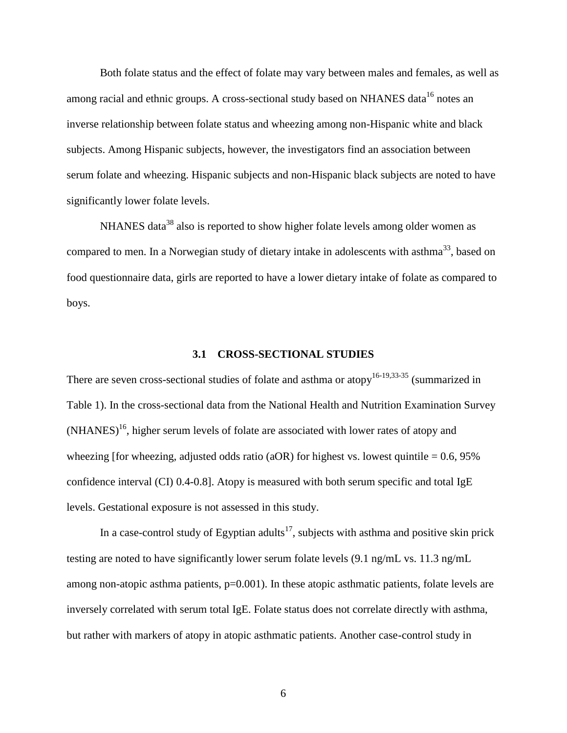Both folate status and the effect of folate may vary between males and females, as well as among racial and ethnic groups. A cross-sectional study based on NHANES data[16] notes an inverse relationship between folate status and wheezing among non-Hispanic white and black subjects. Among Hispanic subjects, however, the investigators find an association between serum folate and wheezing. Hispanic subjects and non-Hispanic black subjects are noted to have significantly lower folate levels.

NHANES data[38] also is reported to show higher folate levels among older women as compared to men. In a Norwegian study of dietary intake in adolescents with asthma[33], based on food questionnaire data, girls are reported to have a lower dietary intake of folate as compared to boys.

### 3.1 CROSS-SECTIONAL STUDIES

There are seven cross-sectional studies of folate and asthma or atopy[16-19,33-35] (summarized in Table 1). In the cross-sectional data from the National Health and Nutrition Examination Survey (NHANES)[16], higher serum levels of folate are associated with lower rates of atopy and wheezing [for wheezing, adjusted odds ratio (aOR) for highest vs. lowest quintile = 0.6, 95% confidence interval (CI) 0.4-0.8]. Atopy is measured with both serum specific and total IgE levels. Gestational exposure is not assessed in this study.

In a case-control study of Egyptian adults[17], subjects with asthma and positive skin prick testing are noted to have significantly lower serum folate levels (9.1 ng/mL vs. 11.3 ng/mL among non-atopic asthma patients, p=0.001). In these atopic asthmatic patients, folate levels are inversely correlated with serum total IgE. Folate status does not correlate directly with asthma, but rather with markers of atopy in atopic asthmatic patients. Another case-control study in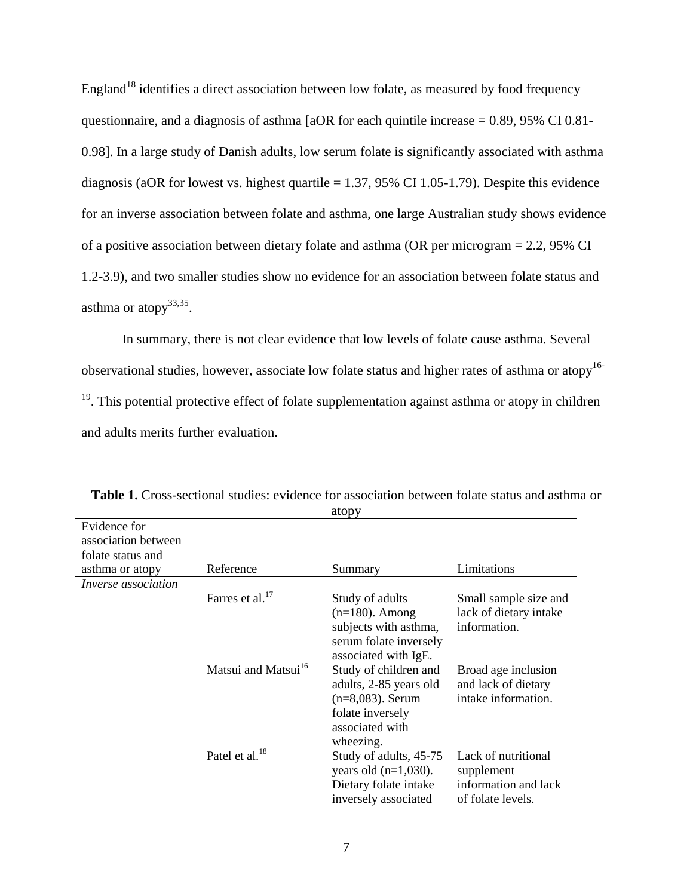England[18] identifies a direct association between low folate, as measured by food frequency questionnaire, and a diagnosis of asthma [aOR for each quintile increase = 0.89, 95% CI 0.81-0.98]. In a large study of Danish adults, low serum folate is significantly associated with asthma diagnosis (aOR for lowest vs. highest quartile = 1.37, 95% CI 1.05-1.79). Despite this evidence for an inverse association between folate and asthma, one large Australian study shows evidence of a positive association between dietary folate and asthma (OR per microgram = 2.2, 95% CI 1.2-3.9), and two smaller studies show no evidence for an association between folate status and asthma or atopy[33,35].

In summary, there is not clear evidence that low levels of folate cause asthma. Several observational studies, however, associate low folate status and higher rates of asthma or atopy[16-19]. This potential protective effect of folate supplementation against asthma or atopy in children and adults merits further evaluation.

**Table 1.** Cross-sectional studies: evidence for association between folate status and asthma or atopy

| Evidence for association between folate status and asthma or atopy | Reference | Summary | Limitations |
|---|---|---|---|
| *Inverse association* | | | |
| | Farres et al.[17] | Study of adults (n=180). Among subjects with asthma, serum folate inversely associated with IgE. | Small sample size and lack of dietary intake information. |
| | Matsui and Matsui[16] | Study of children and adults, 2-85 years old (n=8,083). Serum folate inversely associated with wheezing. | Broad age inclusion and lack of dietary intake information. |
| | Patel et al.[18] | Study of adults, 45-75 years old (n=1,030). Dietary folate intake inversely associated | Lack of nutritional supplement information and lack of folate levels. |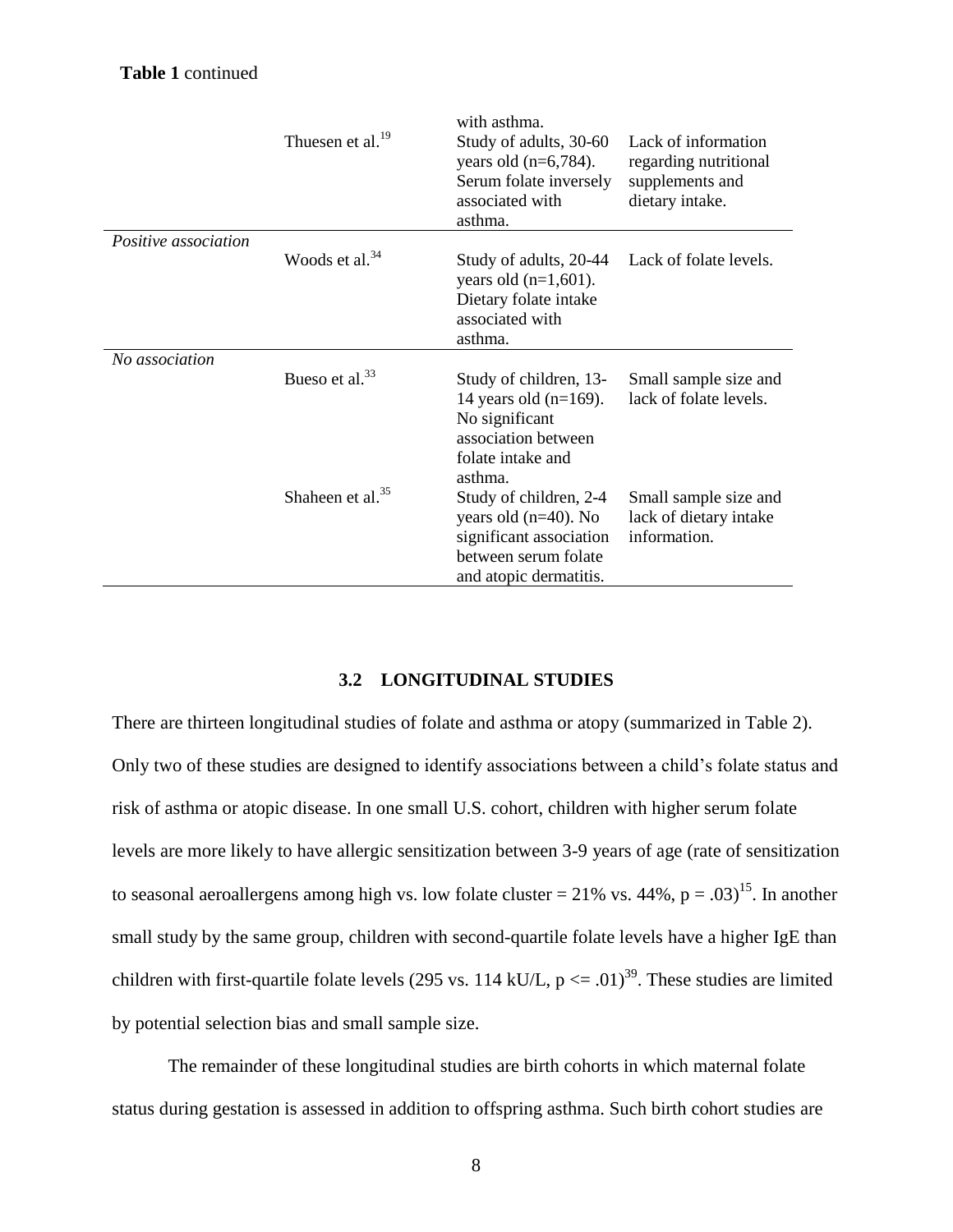**Table 1** continued

| | | | |
|---|---|---|---|
| | | with asthma. | |
| | Thuesen et al.[19] | Study of adults, 30-60 years old (n=6,784). Serum folate inversely associated with asthma. | Lack of information regarding nutritional supplements and dietary intake. |
| *Positive association* | Woods et al.[34] | Study of adults, 20-44 years old (n=1,601). Dietary folate intake associated with asthma. | Lack of folate levels. |
| *No association* | Bueso et al.[33] | Study of children, 13-14 years old (n=169). No significant association between folate intake and asthma. | Small sample size and lack of folate levels. |
| | Shaheen et al.[35] | Study of children, 2-4 years old (n=40). No significant association between serum folate and atopic dermatitis. | Small sample size and lack of dietary intake information. |

### 3.2 LONGITUDINAL STUDIES

There are thirteen longitudinal studies of folate and asthma or atopy (summarized in Table 2). Only two of these studies are designed to identify associations between a child's folate status and risk of asthma or atopic disease. In one small U.S. cohort, children with higher serum folate levels are more likely to have allergic sensitization between 3-9 years of age (rate of sensitization to seasonal aeroallergens among high vs. low folate cluster = 21% vs. 44%, p = .03)[15]. In another small study by the same group, children with second-quartile folate levels have a higher IgE than children with first-quartile folate levels (295 vs. 114 kU/L, p <= .01)[39]. These studies are limited by potential selection bias and small sample size.

The remainder of these longitudinal studies are birth cohorts in which maternal folate status during gestation is assessed in addition to offspring asthma. Such birth cohort studies are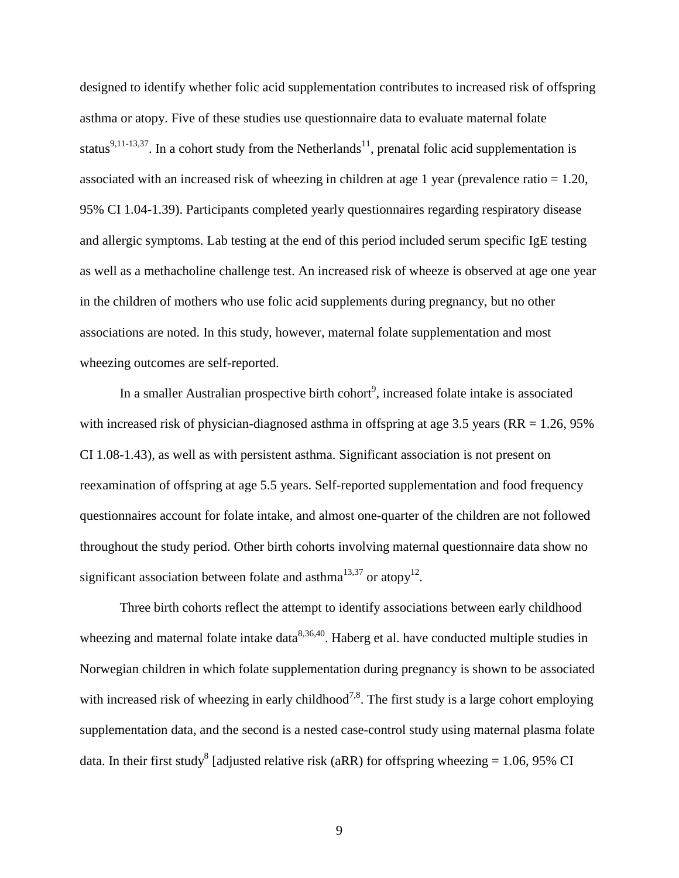designed to identify whether folic acid supplementation contributes to increased risk of offspring asthma or atopy. Five of these studies use questionnaire data to evaluate maternal folate status[9,11-13,37]. In a cohort study from the Netherlands[11], prenatal folic acid supplementation is associated with an increased risk of wheezing in children at age 1 year (prevalence ratio = 1.20, 95% CI 1.04-1.39). Participants completed yearly questionnaires regarding respiratory disease and allergic symptoms. Lab testing at the end of this period included serum specific IgE testing as well as a methacholine challenge test. An increased risk of wheeze is observed at age one year in the children of mothers who use folic acid supplements during pregnancy, but no other associations are noted. In this study, however, maternal folate supplementation and most wheezing outcomes are self-reported.

In a smaller Australian prospective birth cohort[9], increased folate intake is associated with increased risk of physician-diagnosed asthma in offspring at age 3.5 years (RR = 1.26, 95% CI 1.08-1.43), as well as with persistent asthma. Significant association is not present on reexamination of offspring at age 5.5 years. Self-reported supplementation and food frequency questionnaires account for folate intake, and almost one-quarter of the children are not followed throughout the study period. Other birth cohorts involving maternal questionnaire data show no significant association between folate and asthma[13,37] or atopy[12].

Three birth cohorts reflect the attempt to identify associations between early childhood wheezing and maternal folate intake data[8,36,40]. Haberg et al. have conducted multiple studies in Norwegian children in which folate supplementation during pregnancy is shown to be associated with increased risk of wheezing in early childhood[7,8]. The first study is a large cohort employing supplementation data, and the second is a nested case-control study using maternal plasma folate data. In their first study[8] [adjusted relative risk (aRR) for offspring wheezing = 1.06, 95% CI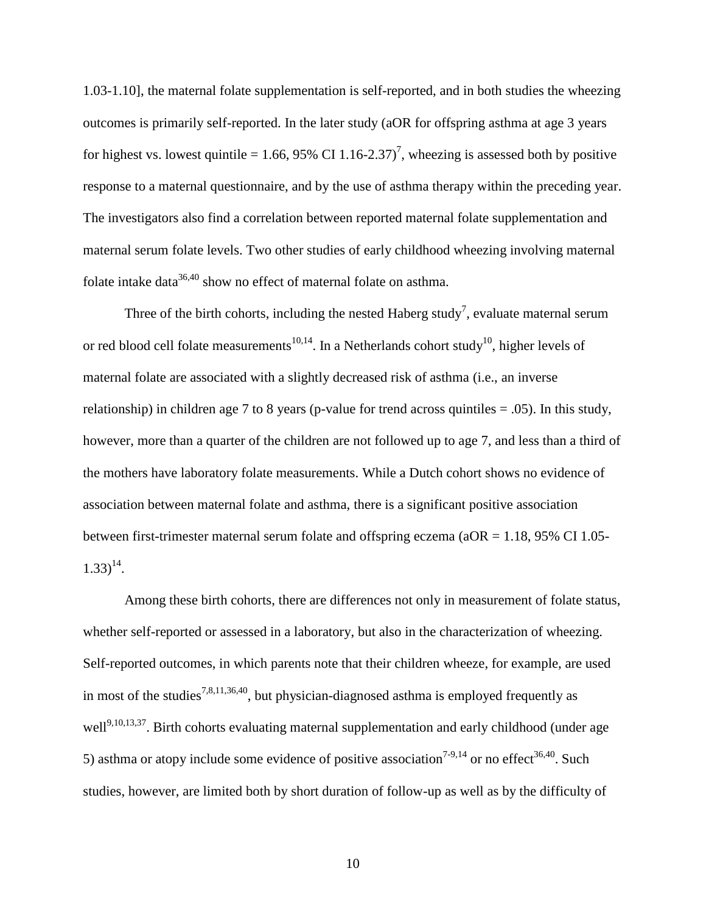1.03-1.10], the maternal folate supplementation is self-reported, and in both studies the wheezing outcomes is primarily self-reported. In the later study (aOR for offspring asthma at age 3 years for highest vs. lowest quintile = 1.66, 95% CI 1.16-2.37)[7], wheezing is assessed both by positive response to a maternal questionnaire, and by the use of asthma therapy within the preceding year. The investigators also find a correlation between reported maternal folate supplementation and maternal serum folate levels. Two other studies of early childhood wheezing involving maternal folate intake data[36,40] show no effect of maternal folate on asthma.

Three of the birth cohorts, including the nested Haberg study[7], evaluate maternal serum or red blood cell folate measurements[10,14]. In a Netherlands cohort study[10], higher levels of maternal folate are associated with a slightly decreased risk of asthma (i.e., an inverse relationship) in children age 7 to 8 years (p-value for trend across quintiles = .05). In this study, however, more than a quarter of the children are not followed up to age 7, and less than a third of the mothers have laboratory folate measurements. While a Dutch cohort shows no evidence of association between maternal folate and asthma, there is a significant positive association between first-trimester maternal serum folate and offspring eczema (aOR = 1.18, 95% CI 1.05-1.33)[14].

Among these birth cohorts, there are differences not only in measurement of folate status, whether self-reported or assessed in a laboratory, but also in the characterization of wheezing. Self-reported outcomes, in which parents note that their children wheeze, for example, are used in most of the studies[7,8,11,36,40], but physician-diagnosed asthma is employed frequently as well[9,10,13,37]. Birth cohorts evaluating maternal supplementation and early childhood (under age 5) asthma or atopy include some evidence of positive association[7-9,14] or no effect[36,40]. Such studies, however, are limited both by short duration of follow-up as well as by the difficulty of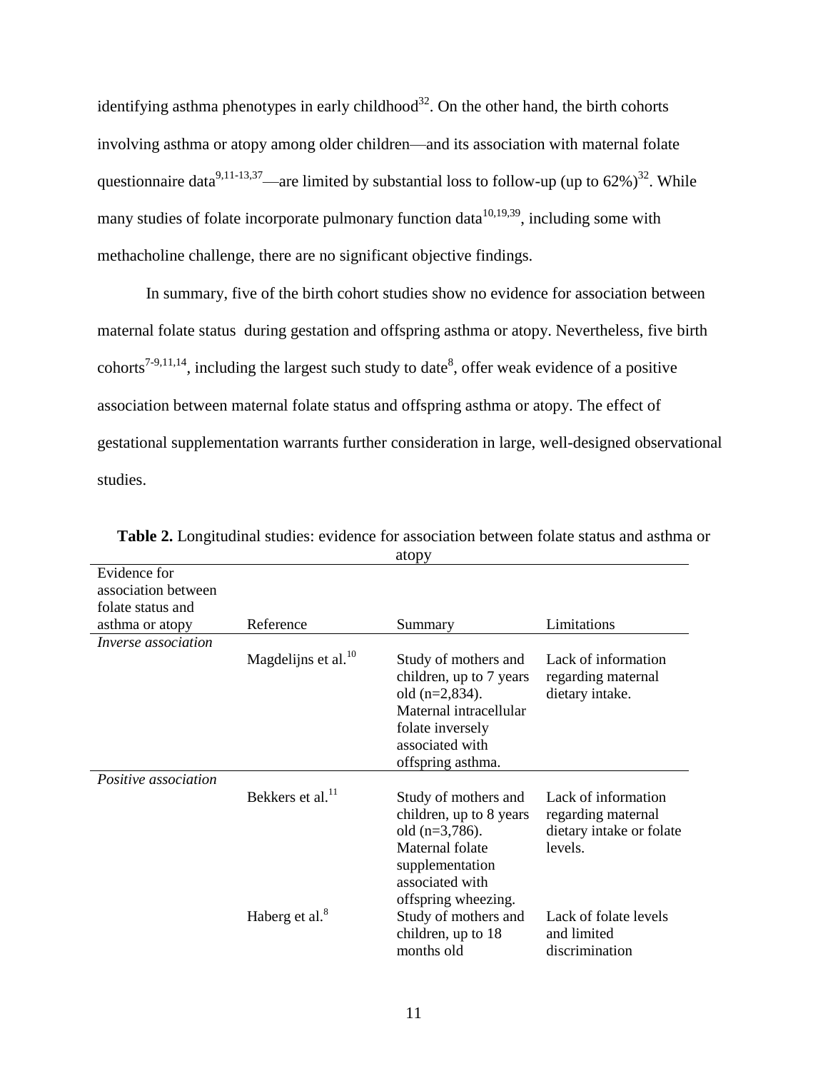identifying asthma phenotypes in early childhood[32]. On the other hand, the birth cohorts involving asthma or atopy among older children—and its association with maternal folate questionnaire data[9,11-13,37]—are limited by substantial loss to follow-up (up to 62%)[32]. While many studies of folate incorporate pulmonary function data[10,19,39], including some with methacholine challenge, there are no significant objective findings.

In summary, five of the birth cohort studies show no evidence for association between maternal folate status during gestation and offspring asthma or atopy. Nevertheless, five birth cohorts[7-9,11,14], including the largest such study to date[8], offer weak evidence of a positive association between maternal folate status and offspring asthma or atopy. The effect of gestational supplementation warrants further consideration in large, well-designed observational studies.

**Table 2.** Longitudinal studies: evidence for association between folate status and asthma or atopy

| Evidence for association between folate status and asthma or atopy | Reference | Summary | Limitations |
|---|---|---|---|
| *Inverse association* | | | |
| | Magdelijns et al.[10] | Study of mothers and children, up to 7 years old (n=2,834). Maternal intracellular folate inversely associated with offspring asthma. | Lack of information regarding maternal dietary intake. |
| *Positive association* | | | |
| | Bekkers et al.[11] | Study of mothers and children, up to 8 years old (n=3,786). Maternal folate supplementation associated with offspring wheezing. | Lack of information regarding maternal dietary intake or folate levels. |
| | Haberg et al.[8] | Study of mothers and children, up to 18 months old | Lack of folate levels and limited discrimination |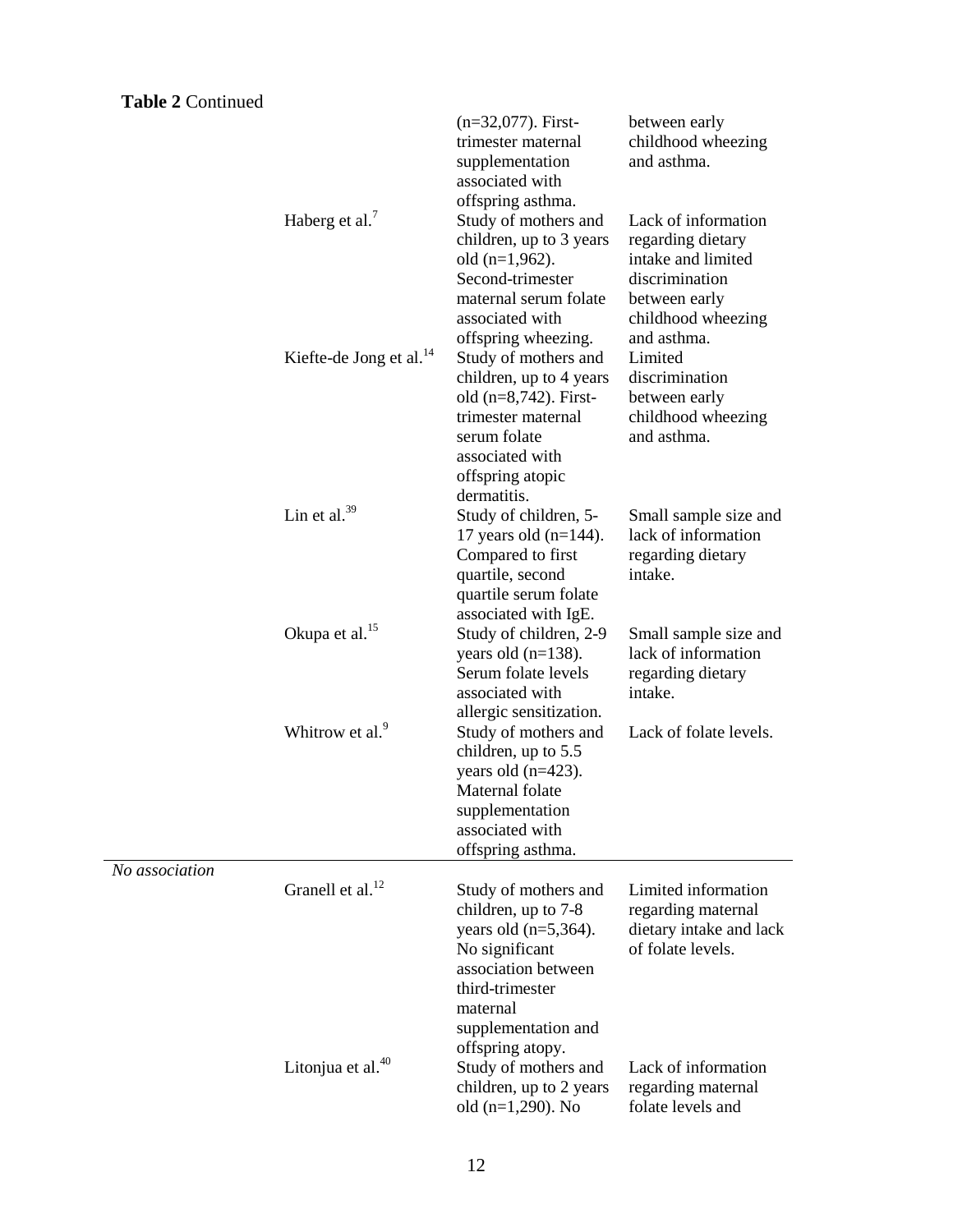**Table 2** Continued

| | | | |
|---|---|---|---|
| | | (n=32,077). First-trimester maternal supplementation associated with offspring asthma. | between early childhood wheezing and asthma. |
| | Haberg et al.[7] | Study of mothers and children, up to 3 years old (n=1,962). Second-trimester maternal serum folate associated with offspring wheezing. | Lack of information regarding dietary intake and limited discrimination between early childhood wheezing and asthma. |
| | Kiefte-de Jong et al.[14] | Study of mothers and children, up to 4 years old (n=8,742). First-trimester maternal serum folate associated with offspring atopic dermatitis. | Limited discrimination between early childhood wheezing and asthma. |
| | Lin et al.[39] | Study of children, 5-17 years old (n=144). Compared to first quartile, second quartile serum folate associated with IgE. | Small sample size and lack of information regarding dietary intake. |
| | Okupa et al.[15] | Study of children, 2-9 years old (n=138). Serum folate levels associated with allergic sensitization. | Small sample size and lack of information regarding dietary intake. |
| | Whitrow et al.[9] | Study of mothers and children, up to 5.5 years old (n=423). Maternal folate supplementation associated with offspring asthma. | Lack of folate levels. |
| *No association* | | | |
| | Granell et al.[12] | Study of mothers and children, up to 7-8 years old (n=5,364). No significant association between third-trimester maternal supplementation and offspring atopy. | Limited information regarding maternal dietary intake and lack of folate levels. |
| | Litonjua et al.[40] | Study of mothers and children, up to 2 years old (n=1,290). No | Lack of information regarding maternal folate levels and |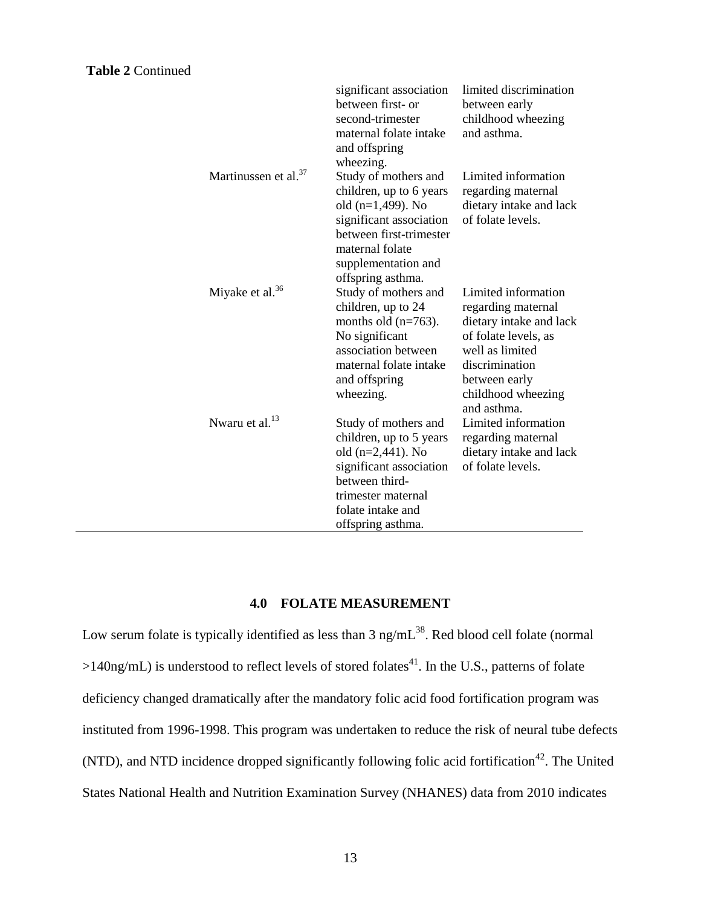**Table 2** Continued

| | | |
|---|---|---|
| | significant association between first- or second-trimester maternal folate intake and offspring wheezing. | limited discrimination between early childhood wheezing and asthma. |
| Martinussen et al.[37] | Study of mothers and children, up to 6 years old (n=1,499). No significant association between first-trimester maternal folate supplementation and offspring asthma. | Limited information regarding maternal dietary intake and lack of folate levels. |
| Miyake et al.[36] | Study of mothers and children, up to 24 months old (n=763). No significant association between maternal folate intake and offspring wheezing. | Limited information regarding maternal dietary intake and lack of folate levels, as well as limited discrimination between early childhood wheezing and asthma. |
| Nwaru et al.[13] | Study of mothers and children, up to 5 years old (n=2,441). No significant association between third-trimester maternal folate intake and offspring asthma. | Limited information regarding maternal dietary intake and lack of folate levels. |

## 4.0 FOLATE MEASUREMENT

Low serum folate is typically identified as less than 3 ng/mL[38]. Red blood cell folate (normal >140ng/mL) is understood to reflect levels of stored folates[41]. In the U.S., patterns of folate deficiency changed dramatically after the mandatory folic acid food fortification program was instituted from 1996-1998. This program was undertaken to reduce the risk of neural tube defects (NTD), and NTD incidence dropped significantly following folic acid fortification[42]. The United States National Health and Nutrition Examination Survey (NHANES) data from 2010 indicates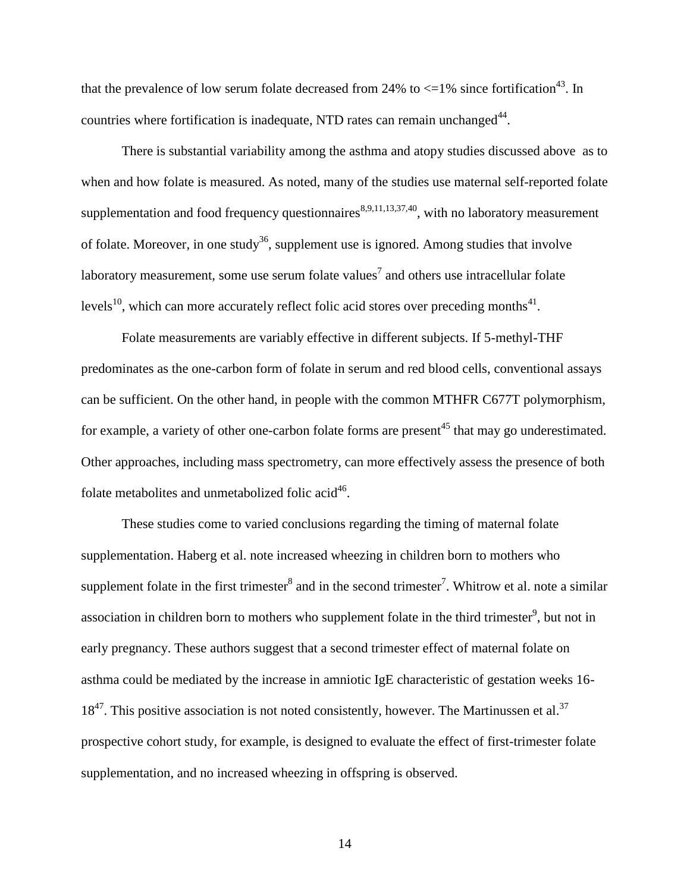that the prevalence of low serum folate decreased from 24% to <=1% since fortification[43]. In countries where fortification is inadequate, NTD rates can remain unchanged[44].

There is substantial variability among the asthma and atopy studies discussed above as to when and how folate is measured. As noted, many of the studies use maternal self-reported folate supplementation and food frequency questionnaires[8,9,11,13,37,40], with no laboratory measurement of folate. Moreover, in one study[36], supplement use is ignored. Among studies that involve laboratory measurement, some use serum folate values[7] and others use intracellular folate levels[10], which can more accurately reflect folic acid stores over preceding months[41].

Folate measurements are variably effective in different subjects. If 5-methyl-THF predominates as the one-carbon form of folate in serum and red blood cells, conventional assays can be sufficient. On the other hand, in people with the common MTHFR C677T polymorphism, for example, a variety of other one-carbon folate forms are present[45] that may go underestimated. Other approaches, including mass spectrometry, can more effectively assess the presence of both folate metabolites and unmetabolized folic acid[46].

These studies come to varied conclusions regarding the timing of maternal folate supplementation. Haberg et al. note increased wheezing in children born to mothers who supplement folate in the first trimester[8] and in the second trimester[7]. Whitrow et al. note a similar association in children born to mothers who supplement folate in the third trimester[9], but not in early pregnancy. These authors suggest that a second trimester effect of maternal folate on asthma could be mediated by the increase in amniotic IgE characteristic of gestation weeks 16-18[47]. This positive association is not noted consistently, however. The Martinussen et al.[37] prospective cohort study, for example, is designed to evaluate the effect of first-trimester folate supplementation, and no increased wheezing in offspring is observed.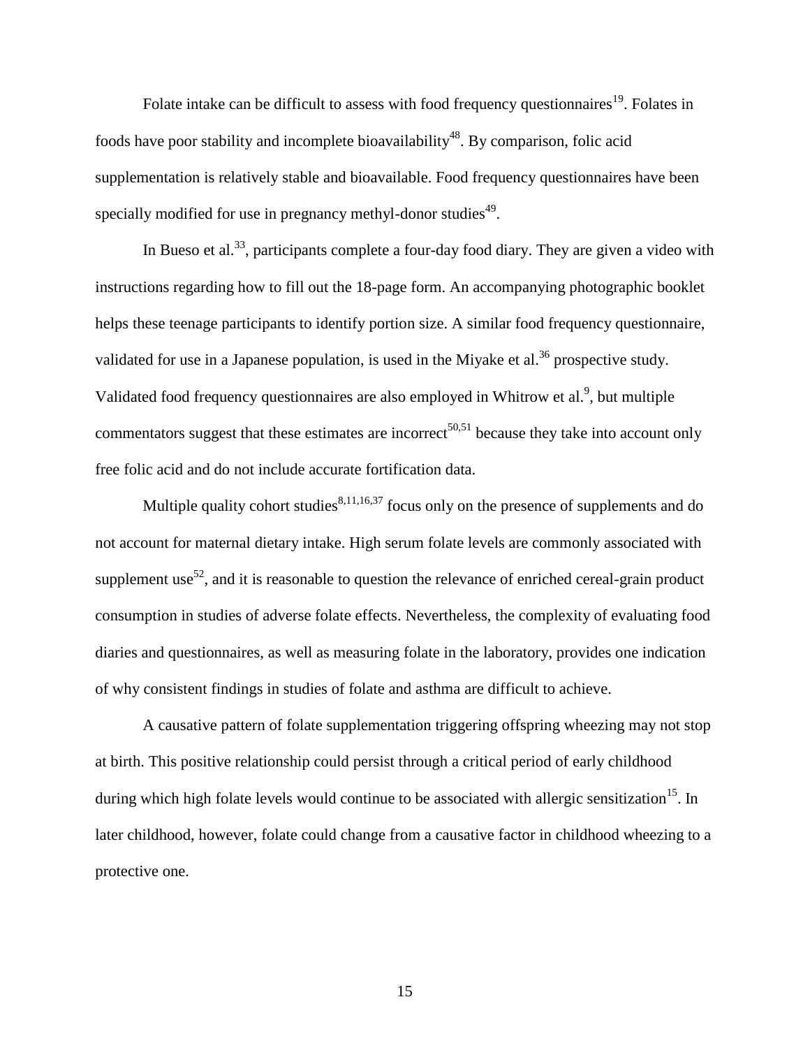Folate intake can be difficult to assess with food frequency questionnaires[19]. Folates in foods have poor stability and incomplete bioavailability[48]. By comparison, folic acid supplementation is relatively stable and bioavailable. Food frequency questionnaires have been specially modified for use in pregnancy methyl-donor studies[49].

In Bueso et al.[33], participants complete a four-day food diary. They are given a video with instructions regarding how to fill out the 18-page form. An accompanying photographic booklet helps these teenage participants to identify portion size. A similar food frequency questionnaire, validated for use in a Japanese population, is used in the Miyake et al.[36] prospective study. Validated food frequency questionnaires are also employed in Whitrow et al.[9], but multiple commentators suggest that these estimates are incorrect[50,51] because they take into account only free folic acid and do not include accurate fortification data.

Multiple quality cohort studies[8,11,16,37] focus only on the presence of supplements and do not account for maternal dietary intake. High serum folate levels are commonly associated with supplement use[52], and it is reasonable to question the relevance of enriched cereal-grain product consumption in studies of adverse folate effects. Nevertheless, the complexity of evaluating food diaries and questionnaires, as well as measuring folate in the laboratory, provides one indication of why consistent findings in studies of folate and asthma are difficult to achieve.

A causative pattern of folate supplementation triggering offspring wheezing may not stop at birth. This positive relationship could persist through a critical period of early childhood during which high folate levels would continue to be associated with allergic sensitization[15]. In later childhood, however, folate could change from a causative factor in childhood wheezing to a protective one.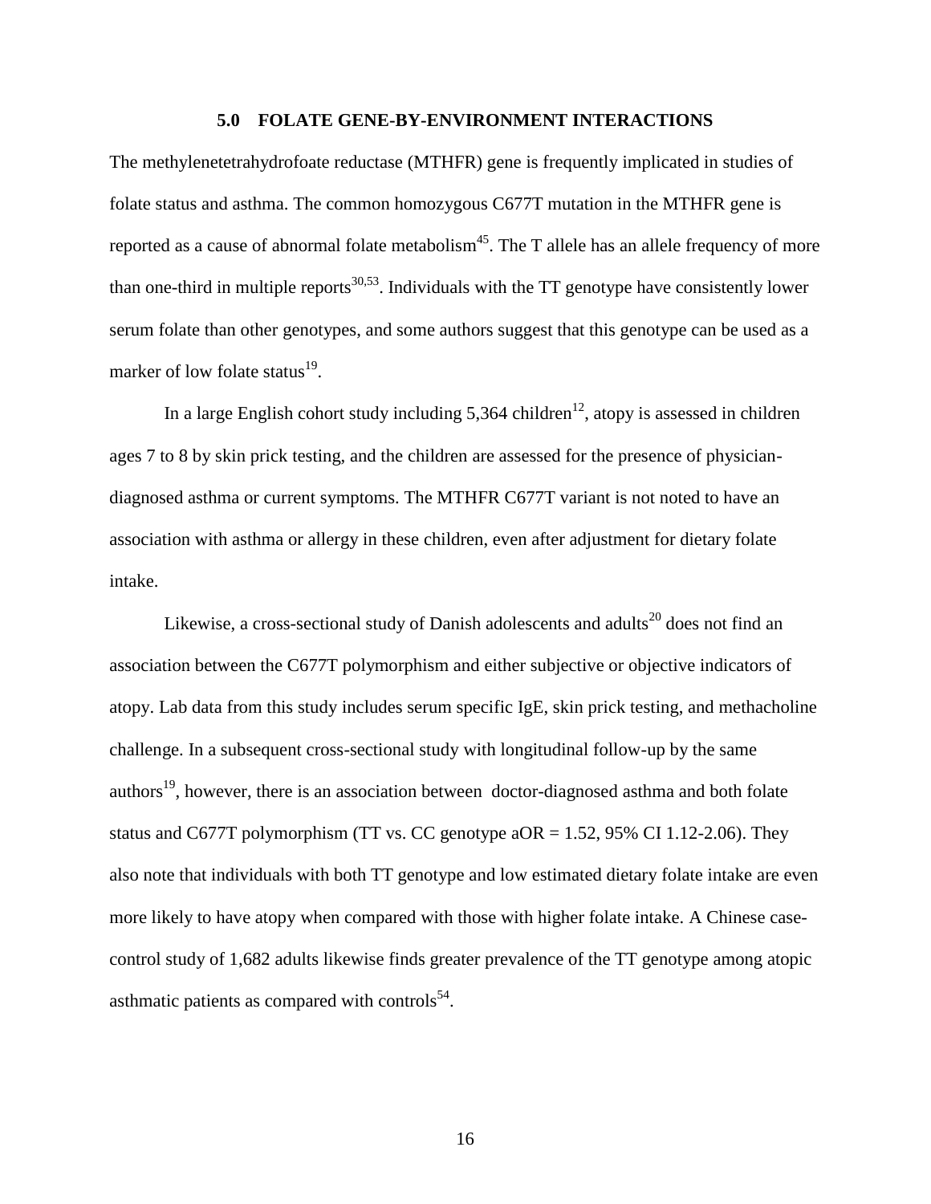## 5.0 FOLATE GENE-BY-ENVIRONMENT INTERACTIONS

The methylenetetrahydrofoate reductase (MTHFR) gene is frequently implicated in studies of folate status and asthma. The common homozygous C677T mutation in the MTHFR gene is reported as a cause of abnormal folate metabolism[45]. The T allele has an allele frequency of more than one-third in multiple reports[30,53]. Individuals with the TT genotype have consistently lower serum folate than other genotypes, and some authors suggest that this genotype can be used as a marker of low folate status[19].

In a large English cohort study including 5,364 children[12], atopy is assessed in children ages 7 to 8 by skin prick testing, and the children are assessed for the presence of physician-diagnosed asthma or current symptoms. The MTHFR C677T variant is not noted to have an association with asthma or allergy in these children, even after adjustment for dietary folate intake.

Likewise, a cross-sectional study of Danish adolescents and adults[20] does not find an association between the C677T polymorphism and either subjective or objective indicators of atopy. Lab data from this study includes serum specific IgE, skin prick testing, and methacholine challenge. In a subsequent cross-sectional study with longitudinal follow-up by the same authors[19], however, there is an association between doctor-diagnosed asthma and both folate status and C677T polymorphism (TT vs. CC genotype aOR = 1.52, 95% CI 1.12-2.06). They also note that individuals with both TT genotype and low estimated dietary folate intake are even more likely to have atopy when compared with those with higher folate intake. A Chinese case-control study of 1,682 adults likewise finds greater prevalence of the TT genotype among atopic asthmatic patients as compared with controls[54].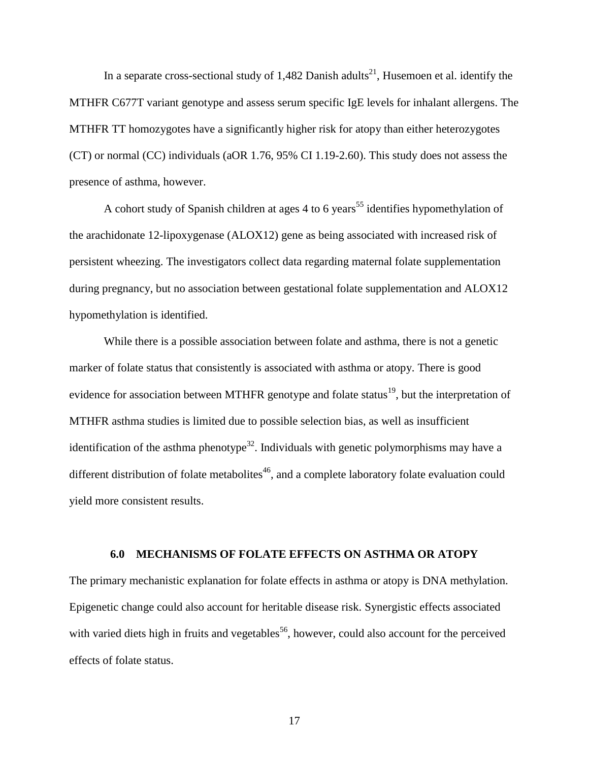In a separate cross-sectional study of 1,482 Danish adults[21], Husemoen et al. identify the MTHFR C677T variant genotype and assess serum specific IgE levels for inhalant allergens. The MTHFR TT homozygotes have a significantly higher risk for atopy than either heterozygotes (CT) or normal (CC) individuals (aOR 1.76, 95% CI 1.19-2.60). This study does not assess the presence of asthma, however.

A cohort study of Spanish children at ages 4 to 6 years[55] identifies hypomethylation of the arachidonate 12-lipoxygenase (ALOX12) gene as being associated with increased risk of persistent wheezing. The investigators collect data regarding maternal folate supplementation during pregnancy, but no association between gestational folate supplementation and ALOX12 hypomethylation is identified.

While there is a possible association between folate and asthma, there is not a genetic marker of folate status that consistently is associated with asthma or atopy. There is good evidence for association between MTHFR genotype and folate status[19], but the interpretation of MTHFR asthma studies is limited due to possible selection bias, as well as insufficient identification of the asthma phenotype[32]. Individuals with genetic polymorphisms may have a different distribution of folate metabolites[46], and a complete laboratory folate evaluation could yield more consistent results.

## 6.0 MECHANISMS OF FOLATE EFFECTS ON ASTHMA OR ATOPY

The primary mechanistic explanation for folate effects in asthma or atopy is DNA methylation. Epigenetic change could also account for heritable disease risk. Synergistic effects associated with varied diets high in fruits and vegetables[56], however, could also account for the perceived effects of folate status.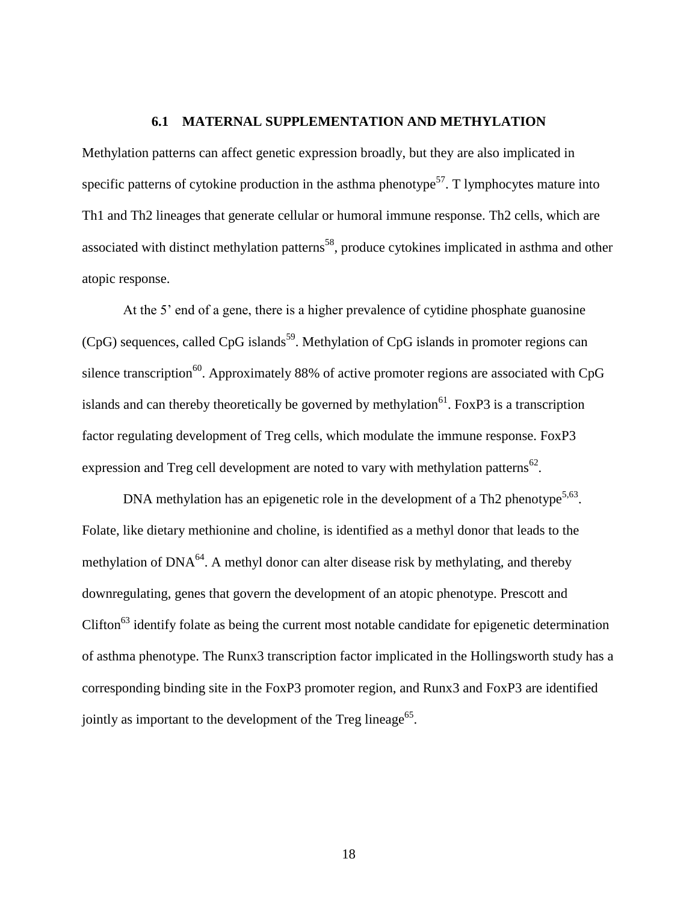## 6.1 MATERNAL SUPPLEMENTATION AND METHYLATION

Methylation patterns can affect genetic expression broadly, but they are also implicated in specific patterns of cytokine production in the asthma phenotype[57]. T lymphocytes mature into Th1 and Th2 lineages that generate cellular or humoral immune response. Th2 cells, which are associated with distinct methylation patterns[58], produce cytokines implicated in asthma and other atopic response.

At the 5' end of a gene, there is a higher prevalence of cytidine phosphate guanosine (CpG) sequences, called CpG islands[59]. Methylation of CpG islands in promoter regions can silence transcription[60]. Approximately 88% of active promoter regions are associated with CpG islands and can thereby theoretically be governed by methylation[61]. FoxP3 is a transcription factor regulating development of Treg cells, which modulate the immune response. FoxP3 expression and Treg cell development are noted to vary with methylation patterns[62].

DNA methylation has an epigenetic role in the development of a Th2 phenotype[5,63]. Folate, like dietary methionine and choline, is identified as a methyl donor that leads to the methylation of DNA[64]. A methyl donor can alter disease risk by methylating, and thereby downregulating, genes that govern the development of an atopic phenotype. Prescott and Clifton[63] identify folate as being the current most notable candidate for epigenetic determination of asthma phenotype. The Runx3 transcription factor implicated in the Hollingsworth study has a corresponding binding site in the FoxP3 promoter region, and Runx3 and FoxP3 are identified jointly as important to the development of the Treg lineage[65].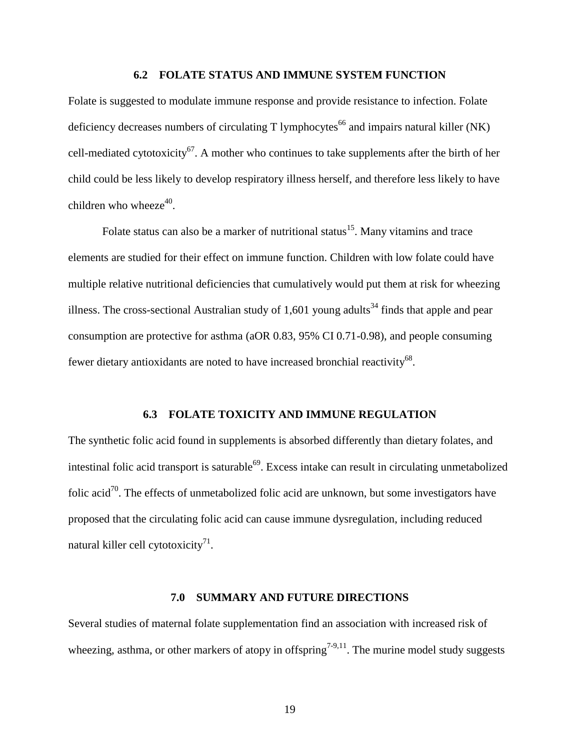### 6.2 FOLATE STATUS AND IMMUNE SYSTEM FUNCTION

Folate is suggested to modulate immune response and provide resistance to infection. Folate deficiency decreases numbers of circulating T lymphocytes[66] and impairs natural killer (NK) cell-mediated cytotoxicity[67]. A mother who continues to take supplements after the birth of her child could be less likely to develop respiratory illness herself, and therefore less likely to have children who wheeze[40].

Folate status can also be a marker of nutritional status[15]. Many vitamins and trace elements are studied for their effect on immune function. Children with low folate could have multiple relative nutritional deficiencies that cumulatively would put them at risk for wheezing illness. The cross-sectional Australian study of 1,601 young adults[34] finds that apple and pear consumption are protective for asthma (aOR 0.83, 95% CI 0.71-0.98), and people consuming fewer dietary antioxidants are noted to have increased bronchial reactivity[68].

### 6.3 FOLATE TOXICITY AND IMMUNE REGULATION

The synthetic folic acid found in supplements is absorbed differently than dietary folates, and intestinal folic acid transport is saturable[69]. Excess intake can result in circulating unmetabolized folic acid[70]. The effects of unmetabolized folic acid are unknown, but some investigators have proposed that the circulating folic acid can cause immune dysregulation, including reduced natural killer cell cytotoxicity[71].

## 7.0 SUMMARY AND FUTURE DIRECTIONS

Several studies of maternal folate supplementation find an association with increased risk of wheezing, asthma, or other markers of atopy in offspring[7-9,11]. The murine model study suggests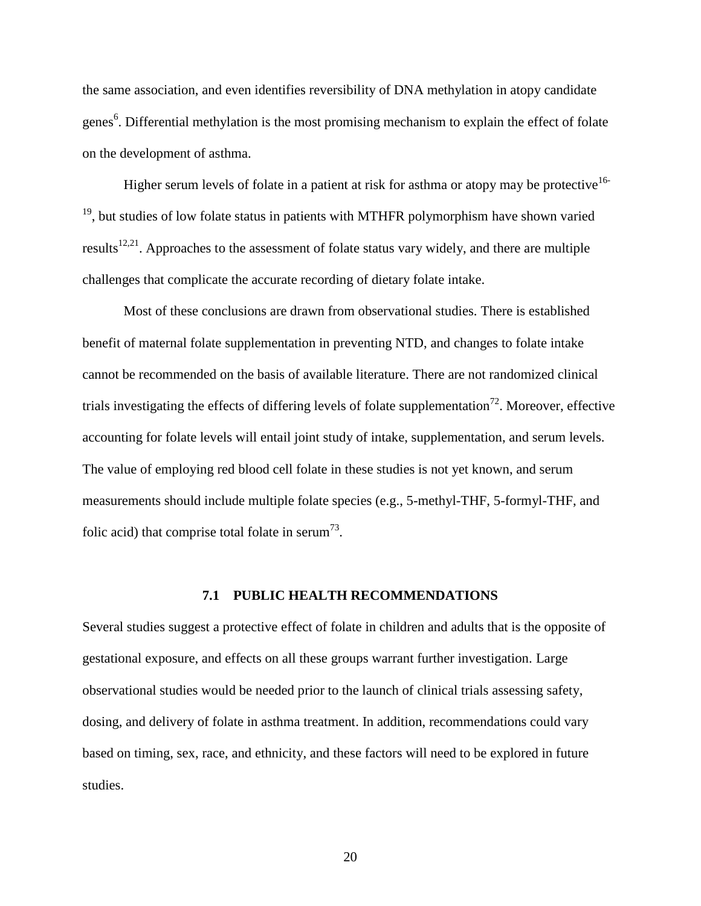the same association, and even identifies reversibility of DNA methylation in atopy candidate genes[6]. Differential methylation is the most promising mechanism to explain the effect of folate on the development of asthma.

Higher serum levels of folate in a patient at risk for asthma or atopy may be protective[16-19], but studies of low folate status in patients with MTHFR polymorphism have shown varied results[12,21]. Approaches to the assessment of folate status vary widely, and there are multiple challenges that complicate the accurate recording of dietary folate intake.

Most of these conclusions are drawn from observational studies. There is established benefit of maternal folate supplementation in preventing NTD, and changes to folate intake cannot be recommended on the basis of available literature. There are not randomized clinical trials investigating the effects of differing levels of folate supplementation[72]. Moreover, effective accounting for folate levels will entail joint study of intake, supplementation, and serum levels. The value of employing red blood cell folate in these studies is not yet known, and serum measurements should include multiple folate species (e.g., 5-methyl-THF, 5-formyl-THF, and folic acid) that comprise total folate in serum[73].

## 7.1 PUBLIC HEALTH RECOMMENDATIONS

Several studies suggest a protective effect of folate in children and adults that is the opposite of gestational exposure, and effects on all these groups warrant further investigation. Large observational studies would be needed prior to the launch of clinical trials assessing safety, dosing, and delivery of folate in asthma treatment. In addition, recommendations could vary based on timing, sex, race, and ethnicity, and these factors will need to be explored in future studies.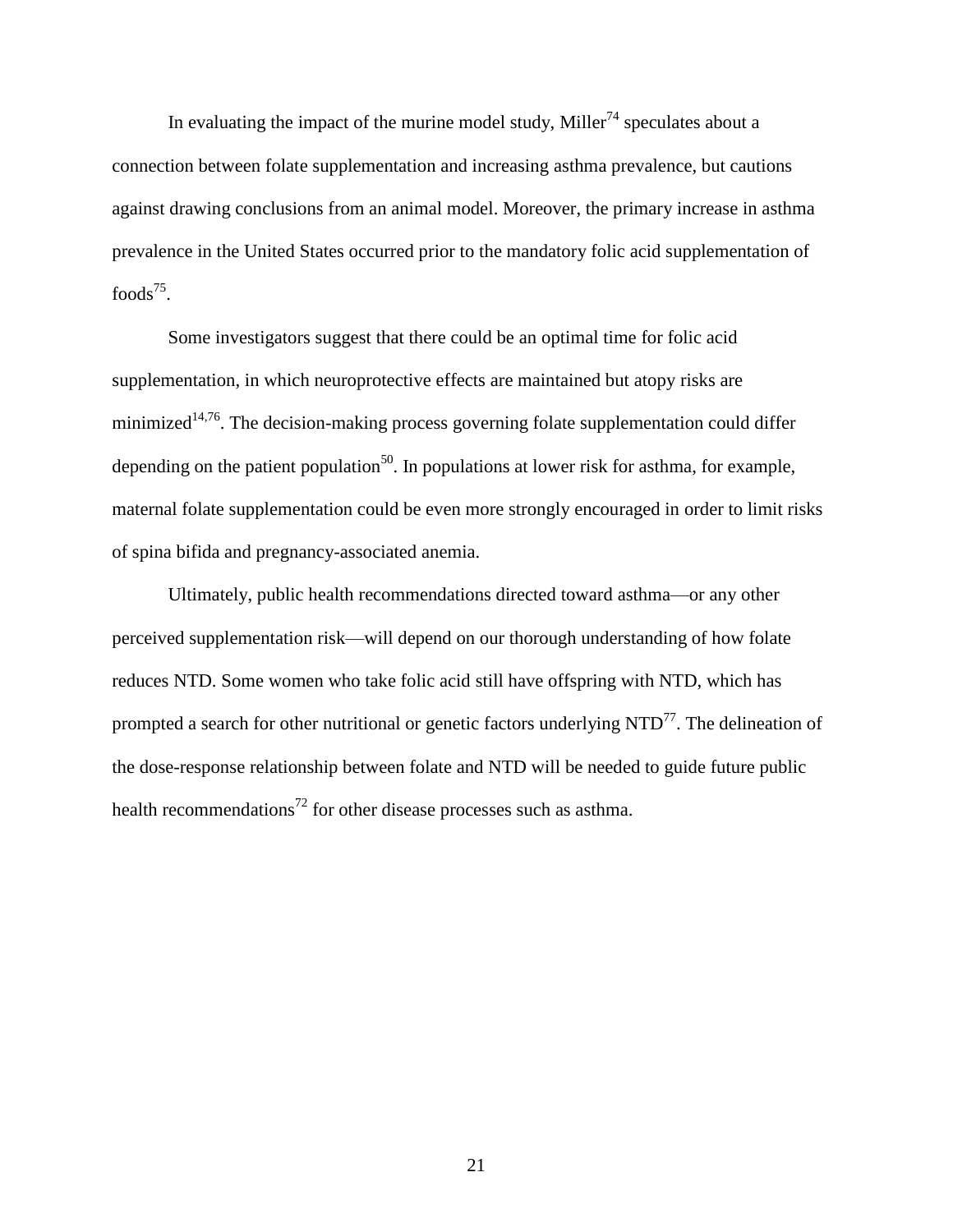In evaluating the impact of the murine model study, Miller[74] speculates about a connection between folate supplementation and increasing asthma prevalence, but cautions against drawing conclusions from an animal model. Moreover, the primary increase in asthma prevalence in the United States occurred prior to the mandatory folic acid supplementation of foods[75].

Some investigators suggest that there could be an optimal time for folic acid supplementation, in which neuroprotective effects are maintained but atopy risks are minimized[14,76]. The decision-making process governing folate supplementation could differ depending on the patient population[50]. In populations at lower risk for asthma, for example, maternal folate supplementation could be even more strongly encouraged in order to limit risks of spina bifida and pregnancy-associated anemia.

Ultimately, public health recommendations directed toward asthma—or any other perceived supplementation risk—will depend on our thorough understanding of how folate reduces NTD. Some women who take folic acid still have offspring with NTD, which has prompted a search for other nutritional or genetic factors underlying NTD[77]. The delineation of the dose-response relationship between folate and NTD will be needed to guide future public health recommendations[72] for other disease processes such as asthma.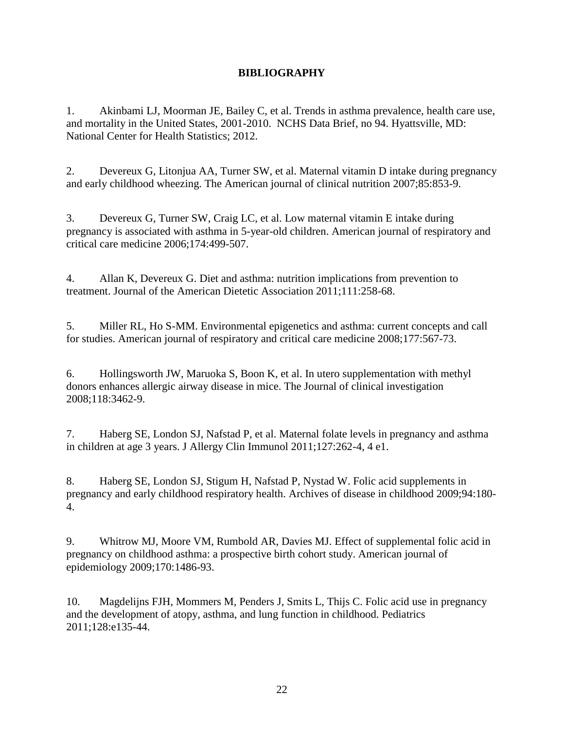# BIBLIOGRAPHY

1. Akinbami LJ, Moorman JE, Bailey C, et al. Trends in asthma prevalence, health care use, and mortality in the United States, 2001-2010. NCHS Data Brief, no 94. Hyattsville, MD: National Center for Health Statistics; 2012.

2. Devereux G, Litonjua AA, Turner SW, et al. Maternal vitamin D intake during pregnancy and early childhood wheezing. The American journal of clinical nutrition 2007;85:853-9.

3. Devereux G, Turner SW, Craig LC, et al. Low maternal vitamin E intake during pregnancy is associated with asthma in 5-year-old children. American journal of respiratory and critical care medicine 2006;174:499-507.

4. Allan K, Devereux G. Diet and asthma: nutrition implications from prevention to treatment. Journal of the American Dietetic Association 2011;111:258-68.

5. Miller RL, Ho S-MM. Environmental epigenetics and asthma: current concepts and call for studies. American journal of respiratory and critical care medicine 2008;177:567-73.

6. Hollingsworth JW, Maruoka S, Boon K, et al. In utero supplementation with methyl donors enhances allergic airway disease in mice. The Journal of clinical investigation 2008;118:3462-9.

7. Haberg SE, London SJ, Nafstad P, et al. Maternal folate levels in pregnancy and asthma in children at age 3 years. J Allergy Clin Immunol 2011;127:262-4, 4 e1.

8. Haberg SE, London SJ, Stigum H, Nafstad P, Nystad W. Folic acid supplements in pregnancy and early childhood respiratory health. Archives of disease in childhood 2009;94:180-4.

9. Whitrow MJ, Moore VM, Rumbold AR, Davies MJ. Effect of supplemental folic acid in pregnancy on childhood asthma: a prospective birth cohort study. American journal of epidemiology 2009;170:1486-93.

10. Magdelijns FJH, Mommers M, Penders J, Smits L, Thijs C. Folic acid use in pregnancy and the development of atopy, asthma, and lung function in childhood. Pediatrics 2011;128:e135-44.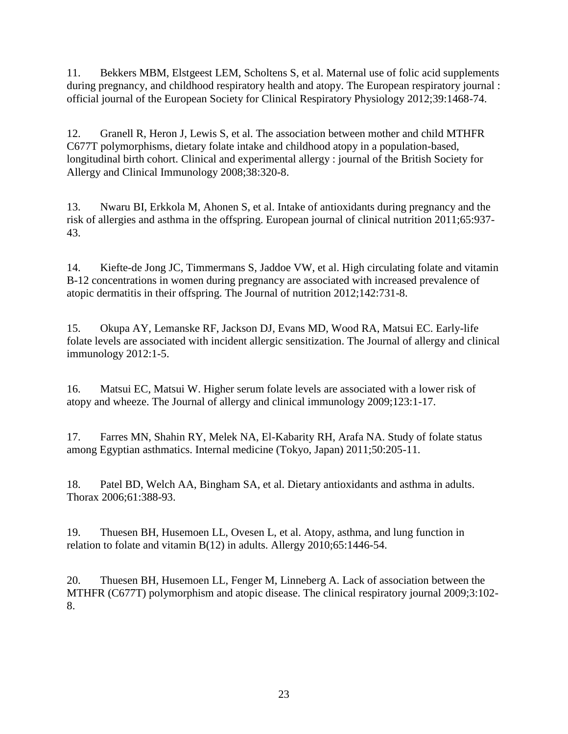11. Bekkers MBM, Elstgeest LEM, Scholtens S, et al. Maternal use of folic acid supplements during pregnancy, and childhood respiratory health and atopy. The European respiratory journal : official journal of the European Society for Clinical Respiratory Physiology 2012;39:1468-74.

12. Granell R, Heron J, Lewis S, et al. The association between mother and child MTHFR C677T polymorphisms, dietary folate intake and childhood atopy in a population-based, longitudinal birth cohort. Clinical and experimental allergy : journal of the British Society for Allergy and Clinical Immunology 2008;38:320-8.

13. Nwaru BI, Erkkola M, Ahonen S, et al. Intake of antioxidants during pregnancy and the risk of allergies and asthma in the offspring. European journal of clinical nutrition 2011;65:937-43.

14. Kiefte-de Jong JC, Timmermans S, Jaddoe VW, et al. High circulating folate and vitamin B-12 concentrations in women during pregnancy are associated with increased prevalence of atopic dermatitis in their offspring. The Journal of nutrition 2012;142:731-8.

15. Okupa AY, Lemanske RF, Jackson DJ, Evans MD, Wood RA, Matsui EC. Early-life folate levels are associated with incident allergic sensitization. The Journal of allergy and clinical immunology 2012:1-5.

16. Matsui EC, Matsui W. Higher serum folate levels are associated with a lower risk of atopy and wheeze. The Journal of allergy and clinical immunology 2009;123:1-17.

17. Farres MN, Shahin RY, Melek NA, El-Kabarity RH, Arafa NA. Study of folate status among Egyptian asthmatics. Internal medicine (Tokyo, Japan) 2011;50:205-11.

18. Patel BD, Welch AA, Bingham SA, et al. Dietary antioxidants and asthma in adults. Thorax 2006;61:388-93.

19. Thuesen BH, Husemoen LL, Ovesen L, et al. Atopy, asthma, and lung function in relation to folate and vitamin B(12) in adults. Allergy 2010;65:1446-54.

20. Thuesen BH, Husemoen LL, Fenger M, Linneberg A. Lack of association between the MTHFR (C677T) polymorphism and atopic disease. The clinical respiratory journal 2009;3:102-8.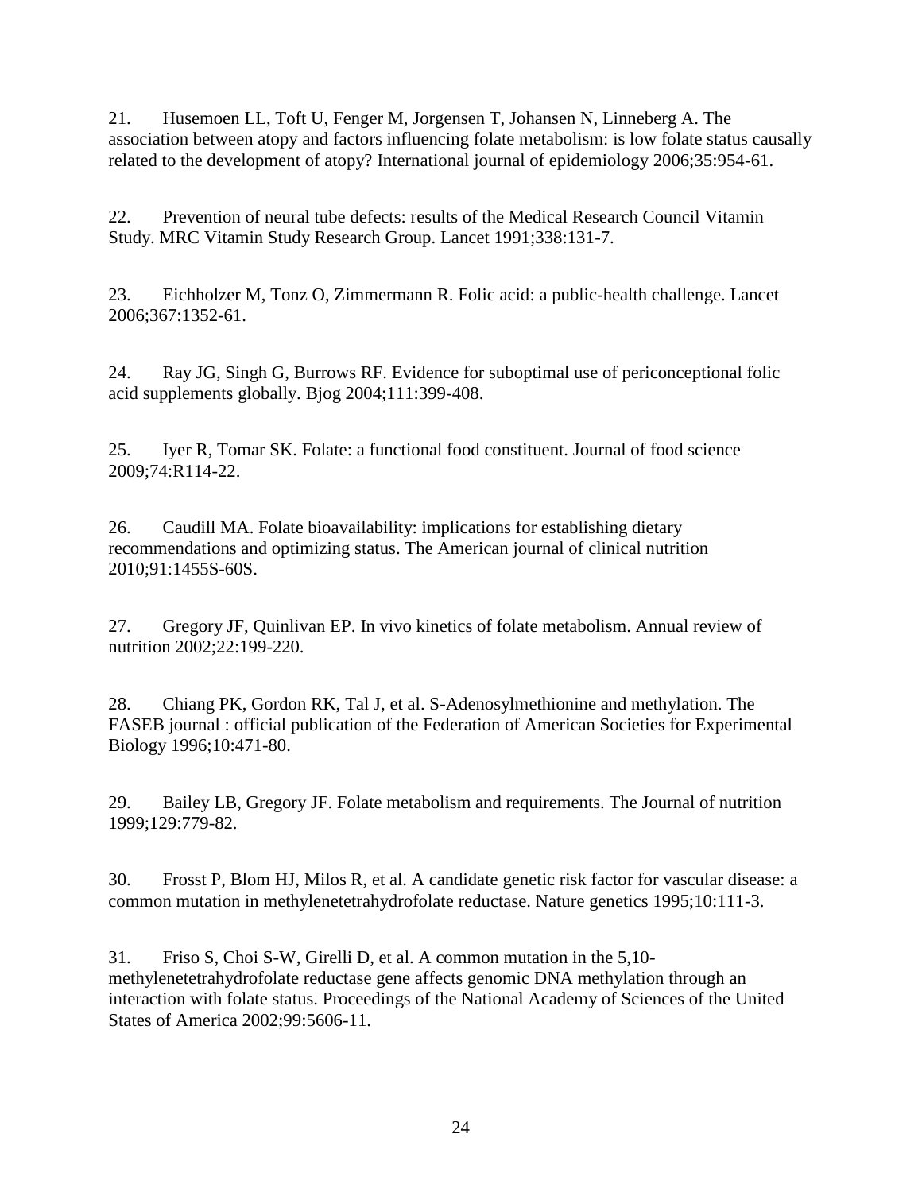21. Husemoen LL, Toft U, Fenger M, Jorgensen T, Johansen N, Linneberg A. The association between atopy and factors influencing folate metabolism: is low folate status causally related to the development of atopy? International journal of epidemiology 2006;35:954-61.

22. Prevention of neural tube defects: results of the Medical Research Council Vitamin Study. MRC Vitamin Study Research Group. Lancet 1991;338:131-7.

23. Eichholzer M, Tonz O, Zimmermann R. Folic acid: a public-health challenge. Lancet 2006;367:1352-61.

24. Ray JG, Singh G, Burrows RF. Evidence for suboptimal use of periconceptional folic acid supplements globally. Bjog 2004;111:399-408.

25. Iyer R, Tomar SK. Folate: a functional food constituent. Journal of food science 2009;74:R114-22.

26. Caudill MA. Folate bioavailability: implications for establishing dietary recommendations and optimizing status. The American journal of clinical nutrition 2010;91:1455S-60S.

27. Gregory JF, Quinlivan EP. In vivo kinetics of folate metabolism. Annual review of nutrition 2002;22:199-220.

28. Chiang PK, Gordon RK, Tal J, et al. S-Adenosylmethionine and methylation. The FASEB journal : official publication of the Federation of American Societies for Experimental Biology 1996;10:471-80.

29. Bailey LB, Gregory JF. Folate metabolism and requirements. The Journal of nutrition 1999;129:779-82.

30. Frosst P, Blom HJ, Milos R, et al. A candidate genetic risk factor for vascular disease: a common mutation in methylenetetrahydrofolate reductase. Nature genetics 1995;10:111-3.

31. Friso S, Choi S-W, Girelli D, et al. A common mutation in the 5,10-methylenetetrahydrofolate reductase gene affects genomic DNA methylation through an interaction with folate status. Proceedings of the National Academy of Sciences of the United States of America 2002;99:5606-11.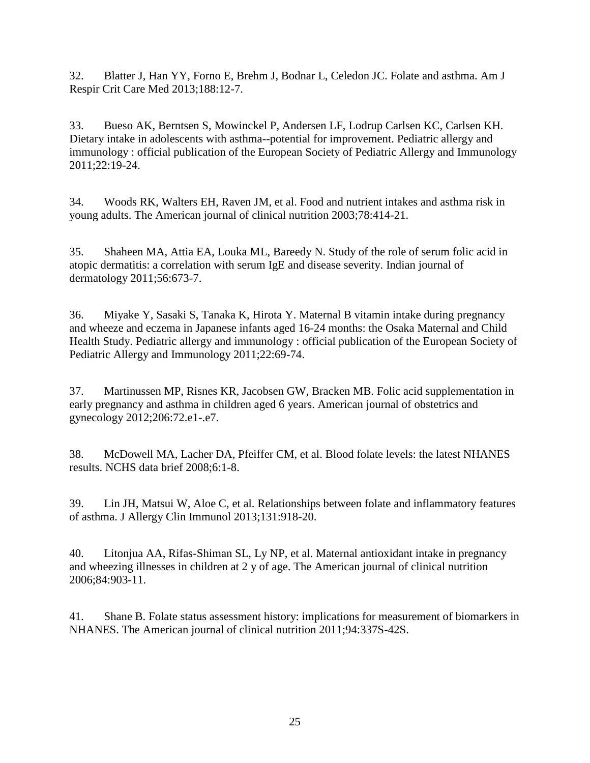32. Blatter J, Han YY, Forno E, Brehm J, Bodnar L, Celedon JC. Folate and asthma. Am J Respir Crit Care Med 2013;188:12-7.

33. Bueso AK, Berntsen S, Mowinckel P, Andersen LF, Lodrup Carlsen KC, Carlsen KH. Dietary intake in adolescents with asthma--potential for improvement. Pediatric allergy and immunology : official publication of the European Society of Pediatric Allergy and Immunology 2011;22:19-24.

34. Woods RK, Walters EH, Raven JM, et al. Food and nutrient intakes and asthma risk in young adults. The American journal of clinical nutrition 2003;78:414-21.

35. Shaheen MA, Attia EA, Louka ML, Bareedy N. Study of the role of serum folic acid in atopic dermatitis: a correlation with serum IgE and disease severity. Indian journal of dermatology 2011;56:673-7.

36. Miyake Y, Sasaki S, Tanaka K, Hirota Y. Maternal B vitamin intake during pregnancy and wheeze and eczema in Japanese infants aged 16-24 months: the Osaka Maternal and Child Health Study. Pediatric allergy and immunology : official publication of the European Society of Pediatric Allergy and Immunology 2011;22:69-74.

37. Martinussen MP, Risnes KR, Jacobsen GW, Bracken MB. Folic acid supplementation in early pregnancy and asthma in children aged 6 years. American journal of obstetrics and gynecology 2012;206:72.e1-.e7.

38. McDowell MA, Lacher DA, Pfeiffer CM, et al. Blood folate levels: the latest NHANES results. NCHS data brief 2008;6:1-8.

39. Lin JH, Matsui W, Aloe C, et al. Relationships between folate and inflammatory features of asthma. J Allergy Clin Immunol 2013;131:918-20.

40. Litonjua AA, Rifas-Shiman SL, Ly NP, et al. Maternal antioxidant intake in pregnancy and wheezing illnesses in children at 2 y of age. The American journal of clinical nutrition 2006;84:903-11.

41. Shane B. Folate status assessment history: implications for measurement of biomarkers in NHANES. The American journal of clinical nutrition 2011;94:337S-42S.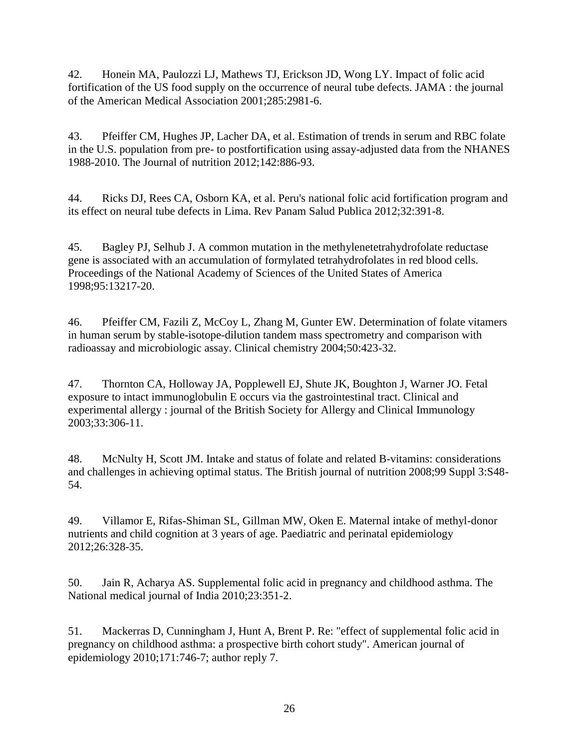42. Honein MA, Paulozzi LJ, Mathews TJ, Erickson JD, Wong LY. Impact of folic acid fortification of the US food supply on the occurrence of neural tube defects. JAMA : the journal of the American Medical Association 2001;285:2981-6.

43. Pfeiffer CM, Hughes JP, Lacher DA, et al. Estimation of trends in serum and RBC folate in the U.S. population from pre- to postfortification using assay-adjusted data from the NHANES 1988-2010. The Journal of nutrition 2012;142:886-93.

44. Ricks DJ, Rees CA, Osborn KA, et al. Peru's national folic acid fortification program and its effect on neural tube defects in Lima. Rev Panam Salud Publica 2012;32:391-8.

45. Bagley PJ, Selhub J. A common mutation in the methylenetetrahydrofolate reductase gene is associated with an accumulation of formylated tetrahydrofolates in red blood cells. Proceedings of the National Academy of Sciences of the United States of America 1998;95:13217-20.

46. Pfeiffer CM, Fazili Z, McCoy L, Zhang M, Gunter EW. Determination of folate vitamers in human serum by stable-isotope-dilution tandem mass spectrometry and comparison with radioassay and microbiologic assay. Clinical chemistry 2004;50:423-32.

47. Thornton CA, Holloway JA, Popplewell EJ, Shute JK, Boughton J, Warner JO. Fetal exposure to intact immunoglobulin E occurs via the gastrointestinal tract. Clinical and experimental allergy : journal of the British Society for Allergy and Clinical Immunology 2003;33:306-11.

48. McNulty H, Scott JM. Intake and status of folate and related B-vitamins: considerations and challenges in achieving optimal status. The British journal of nutrition 2008;99 Suppl 3:S48-54.

49. Villamor E, Rifas-Shiman SL, Gillman MW, Oken E. Maternal intake of methyl-donor nutrients and child cognition at 3 years of age. Paediatric and perinatal epidemiology 2012;26:328-35.

50. Jain R, Acharya AS. Supplemental folic acid in pregnancy and childhood asthma. The National medical journal of India 2010;23:351-2.

51. Mackerras D, Cunningham J, Hunt A, Brent P. Re: "effect of supplemental folic acid in pregnancy on childhood asthma: a prospective birth cohort study". American journal of epidemiology 2010;171:746-7; author reply 7.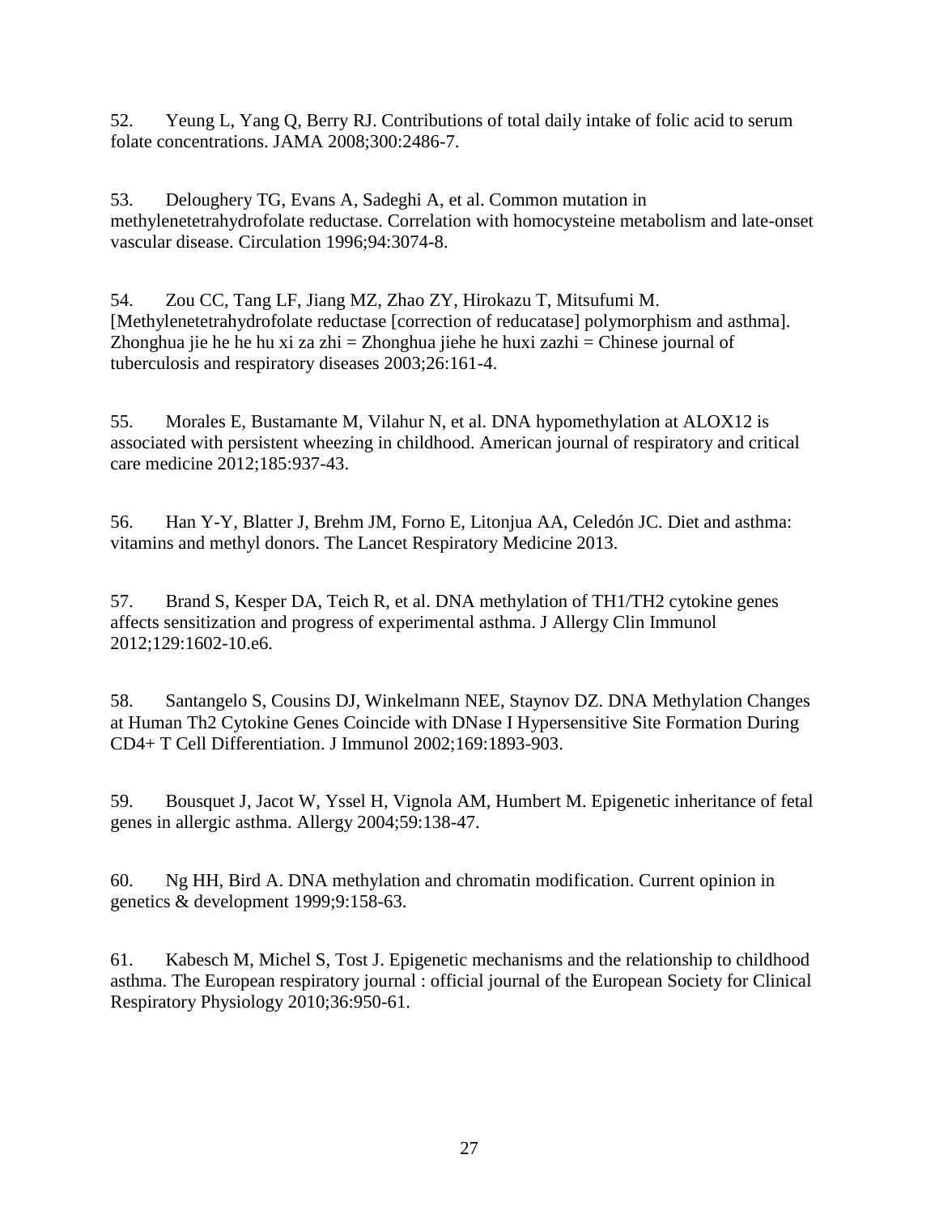52. Yeung L, Yang Q, Berry RJ. Contributions of total daily intake of folic acid to serum folate concentrations. JAMA 2008;300:2486-7.

53. Deloughery TG, Evans A, Sadeghi A, et al. Common mutation in methylenetetrahydrofolate reductase. Correlation with homocysteine metabolism and late-onset vascular disease. Circulation 1996;94:3074-8.

54. Zou CC, Tang LF, Jiang MZ, Zhao ZY, Hirokazu T, Mitsufumi M. [Methylenetetrahydrofolate reductase [correction of reducatase] polymorphism and asthma]. Zhonghua jie he he hu xi za zhi = Zhonghua jiehe he huxi zazhi = Chinese journal of tuberculosis and respiratory diseases 2003;26:161-4.

55. Morales E, Bustamante M, Vilahur N, et al. DNA hypomethylation at ALOX12 is associated with persistent wheezing in childhood. American journal of respiratory and critical care medicine 2012;185:937-43.

56. Han Y-Y, Blatter J, Brehm JM, Forno E, Litonjua AA, Celedón JC. Diet and asthma: vitamins and methyl donors. The Lancet Respiratory Medicine 2013.

57. Brand S, Kesper DA, Teich R, et al. DNA methylation of TH1/TH2 cytokine genes affects sensitization and progress of experimental asthma. J Allergy Clin Immunol 2012;129:1602-10.e6.

58. Santangelo S, Cousins DJ, Winkelmann NEE, Staynov DZ. DNA Methylation Changes at Human Th2 Cytokine Genes Coincide with DNase I Hypersensitive Site Formation During CD4+ T Cell Differentiation. J Immunol 2002;169:1893-903.

59. Bousquet J, Jacot W, Yssel H, Vignola AM, Humbert M. Epigenetic inheritance of fetal genes in allergic asthma. Allergy 2004;59:138-47.

60. Ng HH, Bird A. DNA methylation and chromatin modification. Current opinion in genetics & development 1999;9:158-63.

61. Kabesch M, Michel S, Tost J. Epigenetic mechanisms and the relationship to childhood asthma. The European respiratory journal : official journal of the European Society for Clinical Respiratory Physiology 2010;36:950-61.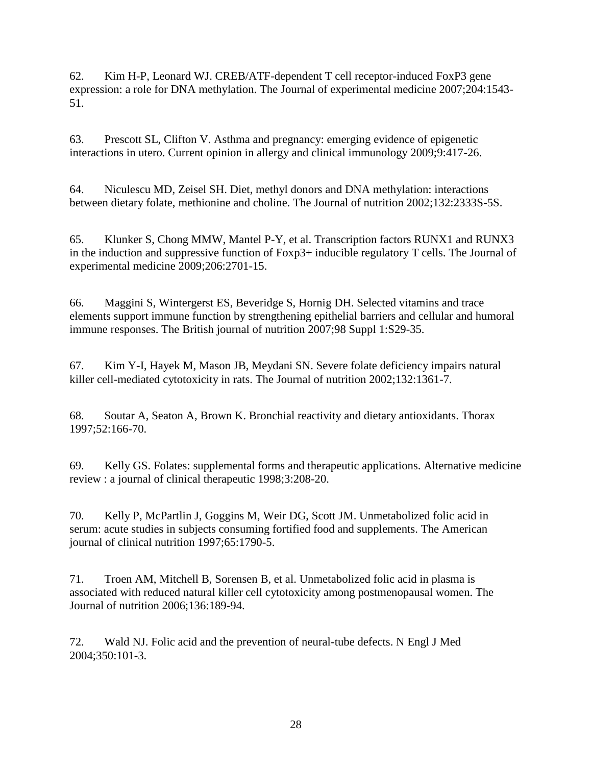62. Kim H-P, Leonard WJ. CREB/ATF-dependent T cell receptor-induced FoxP3 gene expression: a role for DNA methylation. The Journal of experimental medicine 2007;204:1543-51.

63. Prescott SL, Clifton V. Asthma and pregnancy: emerging evidence of epigenetic interactions in utero. Current opinion in allergy and clinical immunology 2009;9:417-26.

64. Niculescu MD, Zeisel SH. Diet, methyl donors and DNA methylation: interactions between dietary folate, methionine and choline. The Journal of nutrition 2002;132:2333S-5S.

65. Klunker S, Chong MMW, Mantel P-Y, et al. Transcription factors RUNX1 and RUNX3 in the induction and suppressive function of Foxp3+ inducible regulatory T cells. The Journal of experimental medicine 2009;206:2701-15.

66. Maggini S, Wintergerst ES, Beveridge S, Hornig DH. Selected vitamins and trace elements support immune function by strengthening epithelial barriers and cellular and humoral immune responses. The British journal of nutrition 2007;98 Suppl 1:S29-35.

67. Kim Y-I, Hayek M, Mason JB, Meydani SN. Severe folate deficiency impairs natural killer cell-mediated cytotoxicity in rats. The Journal of nutrition 2002;132:1361-7.

68. Soutar A, Seaton A, Brown K. Bronchial reactivity and dietary antioxidants. Thorax 1997;52:166-70.

69. Kelly GS. Folates: supplemental forms and therapeutic applications. Alternative medicine review : a journal of clinical therapeutic 1998;3:208-20.

70. Kelly P, McPartlin J, Goggins M, Weir DG, Scott JM. Unmetabolized folic acid in serum: acute studies in subjects consuming fortified food and supplements. The American journal of clinical nutrition 1997;65:1790-5.

71. Troen AM, Mitchell B, Sorensen B, et al. Unmetabolized folic acid in plasma is associated with reduced natural killer cell cytotoxicity among postmenopausal women. The Journal of nutrition 2006;136:189-94.

72. Wald NJ. Folic acid and the prevention of neural-tube defects. N Engl J Med 2004;350:101-3.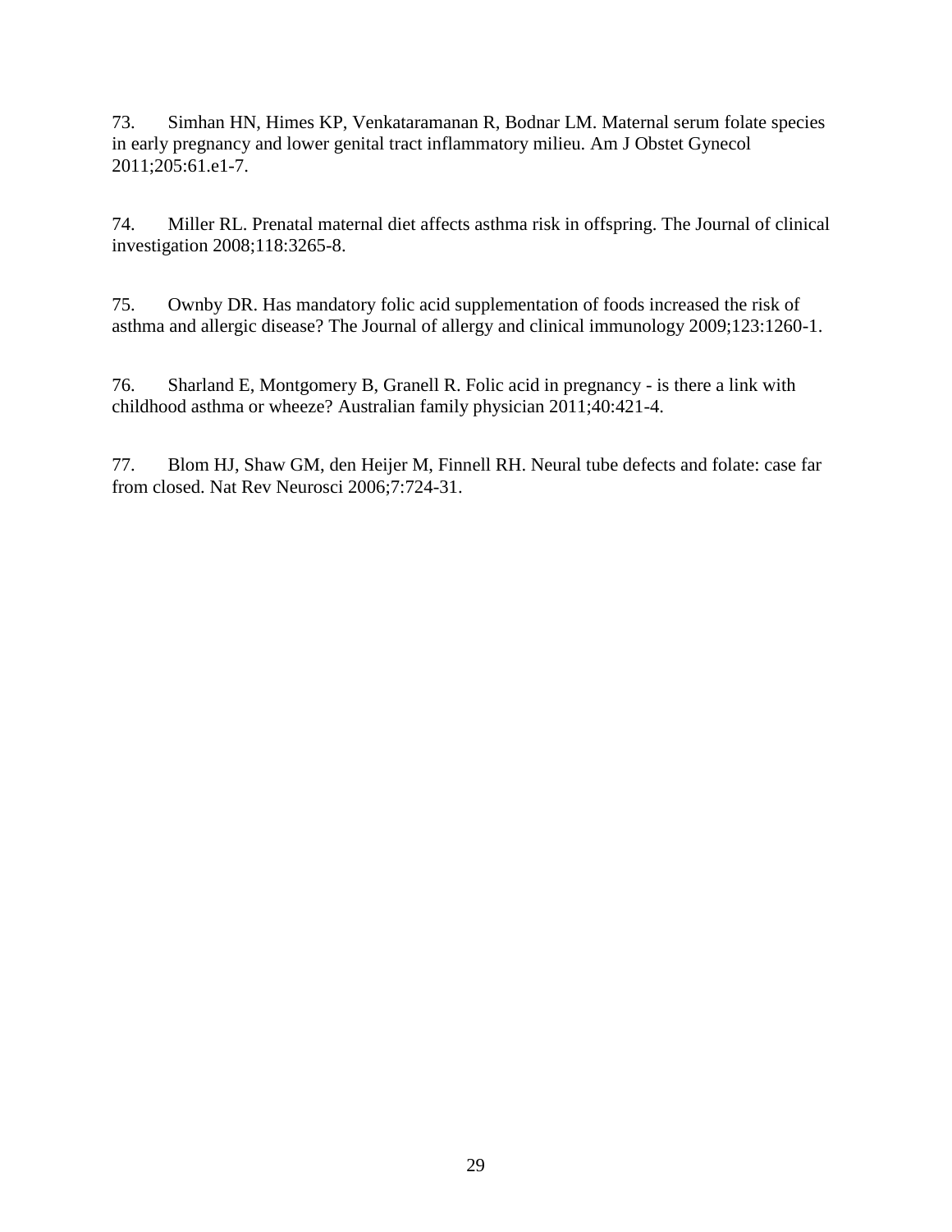73. Simhan HN, Himes KP, Venkataramanan R, Bodnar LM. Maternal serum folate species in early pregnancy and lower genital tract inflammatory milieu. Am J Obstet Gynecol 2011;205:61.e1-7.

74. Miller RL. Prenatal maternal diet affects asthma risk in offspring. The Journal of clinical investigation 2008;118:3265-8.

75. Ownby DR. Has mandatory folic acid supplementation of foods increased the risk of asthma and allergic disease? The Journal of allergy and clinical immunology 2009;123:1260-1.

76. Sharland E, Montgomery B, Granell R. Folic acid in pregnancy - is there a link with childhood asthma or wheeze? Australian family physician 2011;40:421-4.

77. Blom HJ, Shaw GM, den Heijer M, Finnell RH. Neural tube defects and folate: case far from closed. Nat Rev Neurosci 2006;7:724-31.